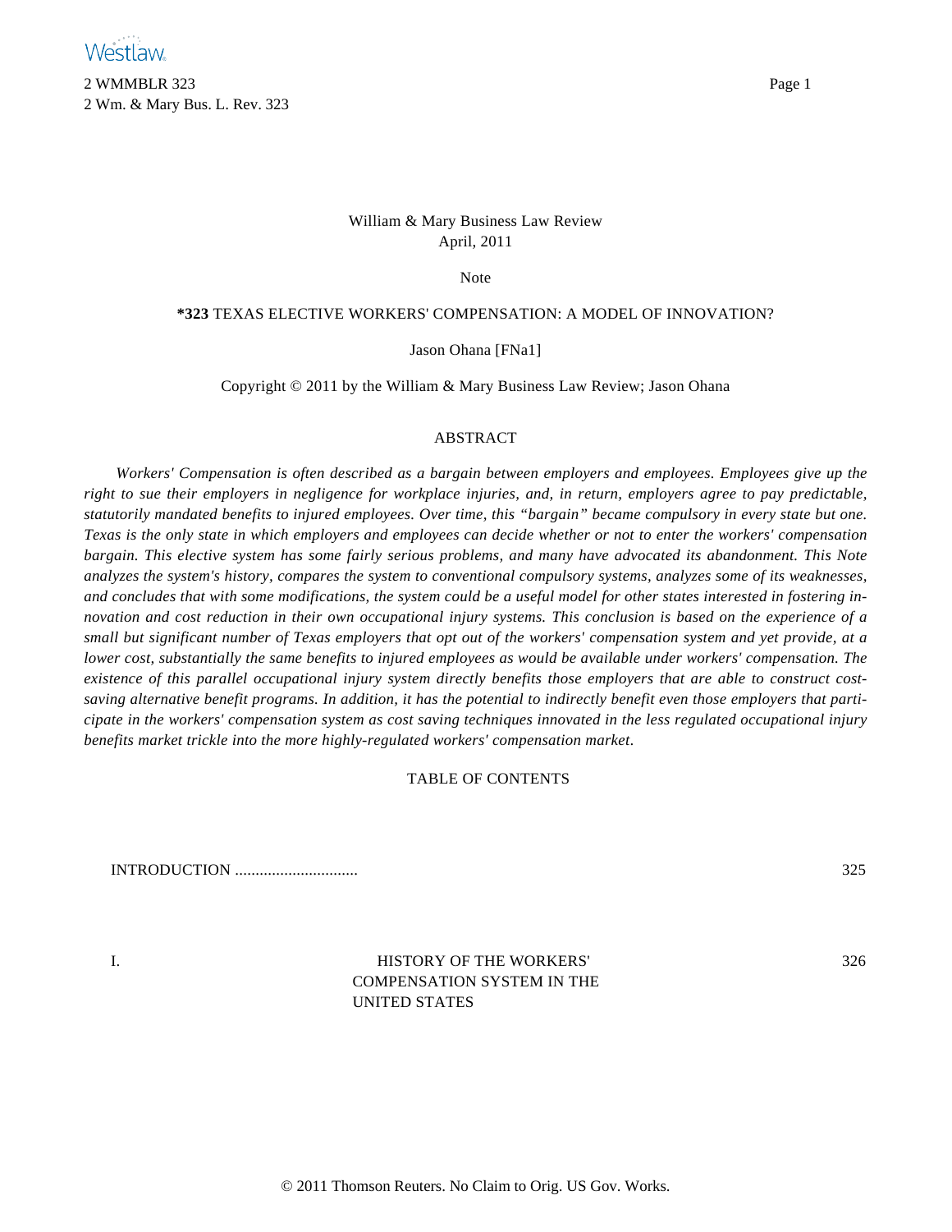William & Mary Business Law Review
April, 2011

Note

# *323 TEXAS ELECTIVE WORKERS' COMPENSATION: A MODEL OF INNOVATION?

Jason Ohana [FNa1]

Copyright © 2011 by the William & Mary Business Law Review; Jason Ohana

## ABSTRACT

*Workers' Compensation is often described as a bargain between employers and employees. Employees give up the right to sue their employers in negligence for workplace injuries, and, in return, employers agree to pay predictable, statutorily mandated benefits to injured employees. Over time, this "bargain" became compulsory in every state but one. Texas is the only state in which employers and employees can decide whether or not to enter the workers' compensation bargain. This elective system has some fairly serious problems, and many have advocated its abandonment. This Note analyzes the system's history, compares the system to conventional compulsory systems, analyzes some of its weaknesses, and concludes that with some modifications, the system could be a useful model for other states interested in fostering innovation and cost reduction in their own occupational injury systems. This conclusion is based on the experience of a small but significant number of Texas employers that opt out of the workers' compensation system and yet provide, at a lower cost, substantially the same benefits to injured employees as would be available under workers' compensation. The existence of this parallel occupational injury system directly benefits those employers that are able to construct cost-saving alternative benefit programs. In addition, it has the potential to indirectly benefit even those employers that participate in the workers' compensation system as cost saving techniques innovated in the less regulated occupational injury benefits market trickle into the more highly-regulated workers' compensation market.*

## TABLE OF CONTENTS

| | | |
|---|---|---|
| INTRODUCTION | | 325 |
| I. | HISTORY OF THE WORKERS' COMPENSATION SYSTEM IN THE UNITED STATES | 326 |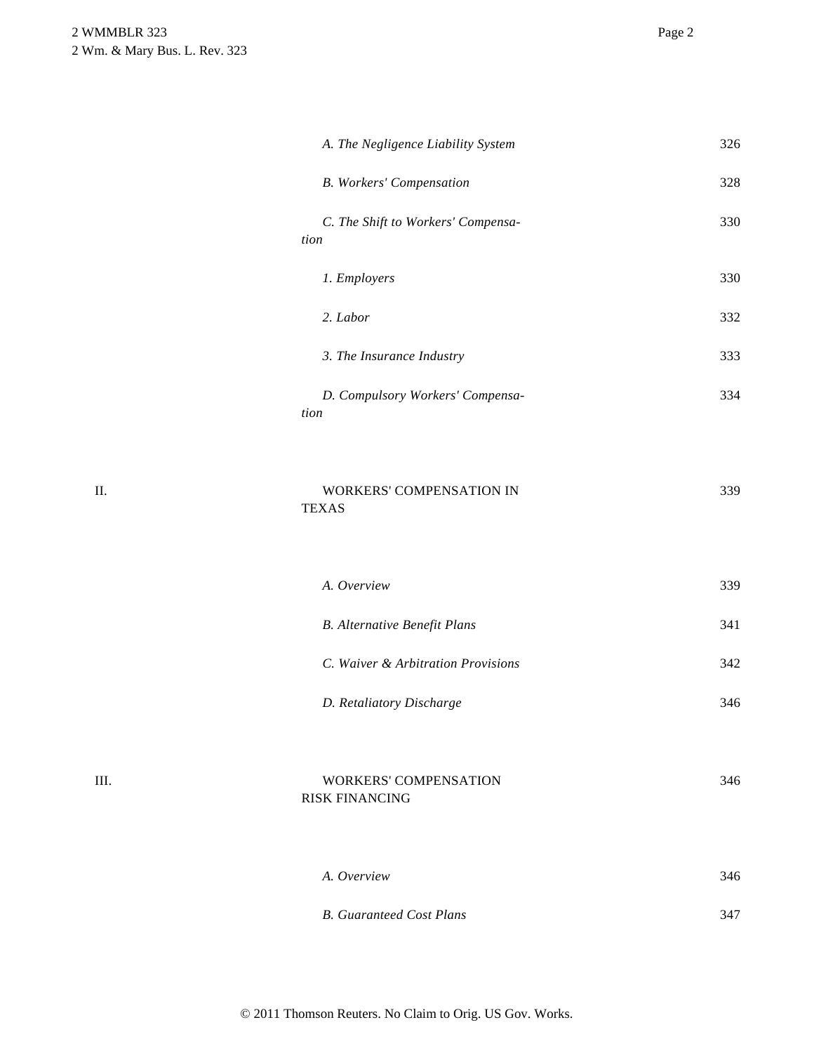| | | |
|---|---|---|
| | *A. The Negligence Liability System* | 326 |
| | *B. Workers' Compensation* | 328 |
| | *C. The Shift to Workers' Compensation* | 330 |
| | *1. Employers* | 330 |
| | *2. Labor* | 332 |
| | *3. The Insurance Industry* | 333 |
| | *D. Compulsory Workers' Compensation* | 334 |
| II. | WORKERS' COMPENSATION IN TEXAS | 339 |
| | *A. Overview* | 339 |
| | *B. Alternative Benefit Plans* | 341 |
| | *C. Waiver & Arbitration Provisions* | 342 |
| | *D. Retaliatory Discharge* | 346 |
| III. | WORKERS' COMPENSATION RISK FINANCING | 346 |
| | *A. Overview* | 346 |
| | *B. Guaranteed Cost Plans* | 347 |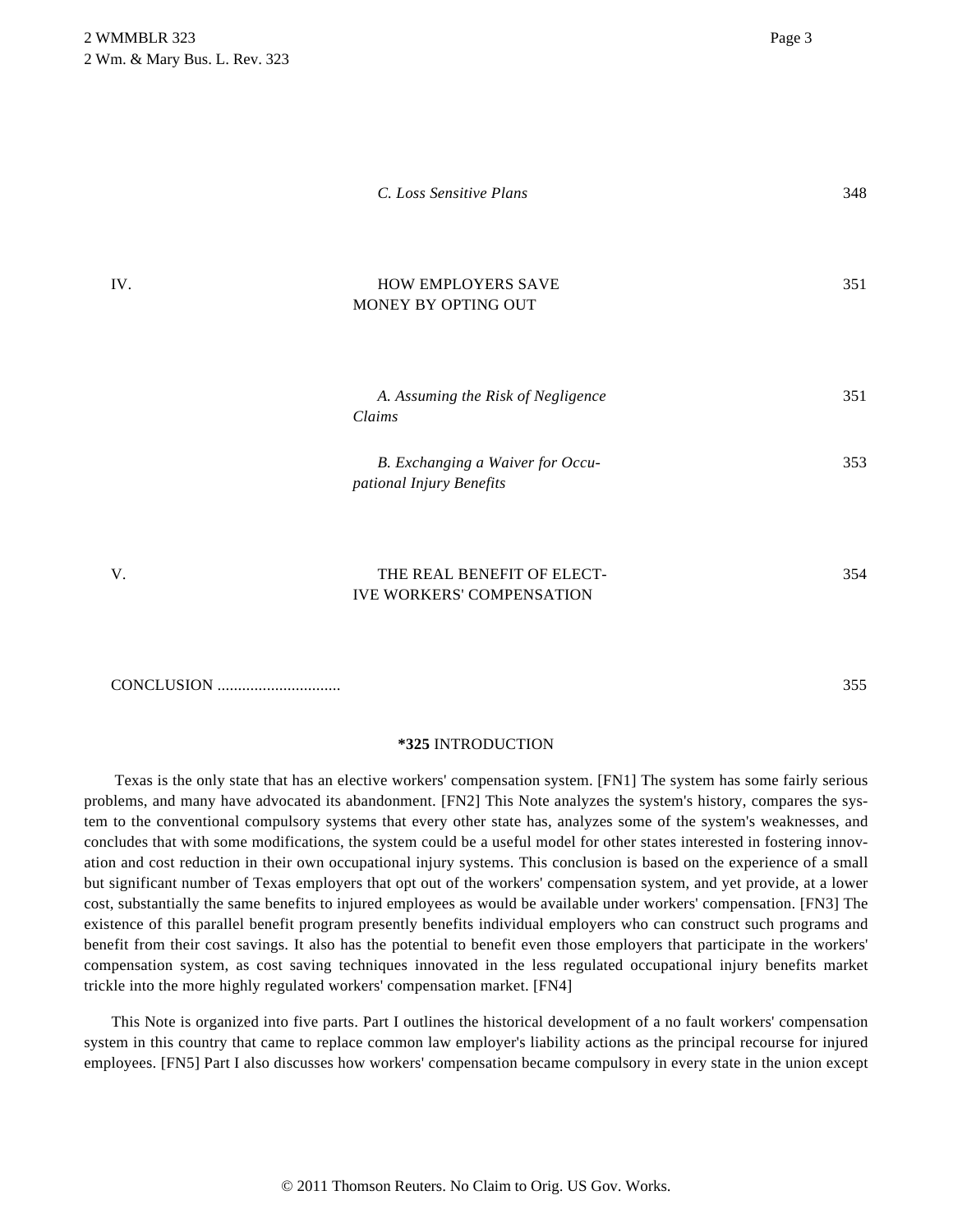| | | |
|---|---|---|
| | *C. Loss Sensitive Plans* | 348 |
| IV. | HOW EMPLOYERS SAVE MONEY BY OPTING OUT | 351 |
| | *A. Assuming the Risk of Negligence Claims* | 351 |
| | *B. Exchanging a Waiver for Occupational Injury Benefits* | 353 |
| V. | THE REAL BENEFIT OF ELECTIVE WORKERS' COMPENSATION | 354 |
| CONCLUSION ............................. | | 355 |

**\*325** INTRODUCTION

Texas is the only state that has an elective workers' compensation system. [FN1] The system has some fairly serious problems, and many have advocated its abandonment. [FN2] This Note analyzes the system's history, compares the system to the conventional compulsory systems that every other state has, analyzes some of the system's weaknesses, and concludes that with some modifications, the system could be a useful model for other states interested in fostering innovation and cost reduction in their own occupational injury systems. This conclusion is based on the experience of a small but significant number of Texas employers that opt out of the workers' compensation system, and yet provide, at a lower cost, substantially the same benefits to injured employees as would be available under workers' compensation. [FN3] The existence of this parallel benefit program presently benefits individual employers who can construct such programs and benefit from their cost savings. It also has the potential to benefit even those employers that participate in the workers' compensation system, as cost saving techniques innovated in the less regulated occupational injury benefits market trickle into the more highly regulated workers' compensation market. [FN4]

This Note is organized into five parts. Part I outlines the historical development of a no fault workers' compensation system in this country that came to replace common law employer's liability actions as the principal recourse for injured employees. [FN5] Part I also discusses how workers' compensation became compulsory in every state in the union except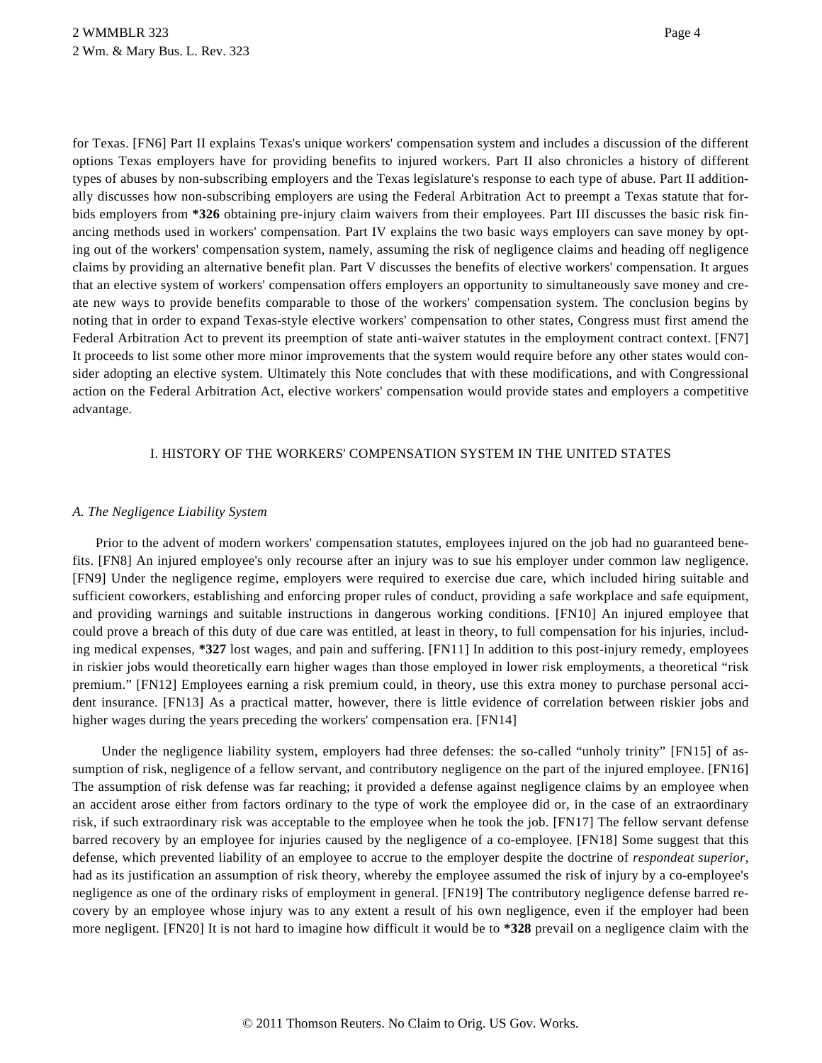for Texas. [FN6] Part II explains Texas's unique workers' compensation system and includes a discussion of the different options Texas employers have for providing benefits to injured workers. Part II also chronicles a history of different types of abuses by non-subscribing employers and the Texas legislature's response to each type of abuse. Part II additionally discusses how non-subscribing employers are using the Federal Arbitration Act to preempt a Texas statute that forbids employers from **\*326** obtaining pre-injury claim waivers from their employees. Part III discusses the basic risk financing methods used in workers' compensation. Part IV explains the two basic ways employers can save money by opting out of the workers' compensation system, namely, assuming the risk of negligence claims and heading off negligence claims by providing an alternative benefit plan. Part V discusses the benefits of elective workers' compensation. It argues that an elective system of workers' compensation offers employers an opportunity to simultaneously save money and create new ways to provide benefits comparable to those of the workers' compensation system. The conclusion begins by noting that in order to expand Texas-style elective workers' compensation to other states, Congress must first amend the Federal Arbitration Act to prevent its preemption of state anti-waiver statutes in the employment contract context. [FN7] It proceeds to list some other more minor improvements that the system would require before any other states would consider adopting an elective system. Ultimately this Note concludes that with these modifications, and with Congressional action on the Federal Arbitration Act, elective workers' compensation would provide states and employers a competitive advantage.

## I. HISTORY OF THE WORKERS' COMPENSATION SYSTEM IN THE UNITED STATES

### *A. The Negligence Liability System*

Prior to the advent of modern workers' compensation statutes, employees injured on the job had no guaranteed benefits. [FN8] An injured employee's only recourse after an injury was to sue his employer under common law negligence. [FN9] Under the negligence regime, employers were required to exercise due care, which included hiring suitable and sufficient coworkers, establishing and enforcing proper rules of conduct, providing a safe workplace and safe equipment, and providing warnings and suitable instructions in dangerous working conditions. [FN10] An injured employee that could prove a breach of this duty of due care was entitled, at least in theory, to full compensation for his injuries, including medical expenses, **\*327** lost wages, and pain and suffering. [FN11] In addition to this post-injury remedy, employees in riskier jobs would theoretically earn higher wages than those employed in lower risk employments, a theoretical "risk premium." [FN12] Employees earning a risk premium could, in theory, use this extra money to purchase personal accident insurance. [FN13] As a practical matter, however, there is little evidence of correlation between riskier jobs and higher wages during the years preceding the workers' compensation era. [FN14]

Under the negligence liability system, employers had three defenses: the so-called "unholy trinity" [FN15] of assumption of risk, negligence of a fellow servant, and contributory negligence on the part of the injured employee. [FN16] The assumption of risk defense was far reaching; it provided a defense against negligence claims by an employee when an accident arose either from factors ordinary to the type of work the employee did or, in the case of an extraordinary risk, if such extraordinary risk was acceptable to the employee when he took the job. [FN17] The fellow servant defense barred recovery by an employee for injuries caused by the negligence of a co-employee. [FN18] Some suggest that this defense, which prevented liability of an employee to accrue to the employer despite the doctrine of *respondeat superior*, had as its justification an assumption of risk theory, whereby the employee assumed the risk of injury by a co-employee's negligence as one of the ordinary risks of employment in general. [FN19] The contributory negligence defense barred recovery by an employee whose injury was to any extent a result of his own negligence, even if the employer had been more negligent. [FN20] It is not hard to imagine how difficult it would be to **\*328** prevail on a negligence claim with the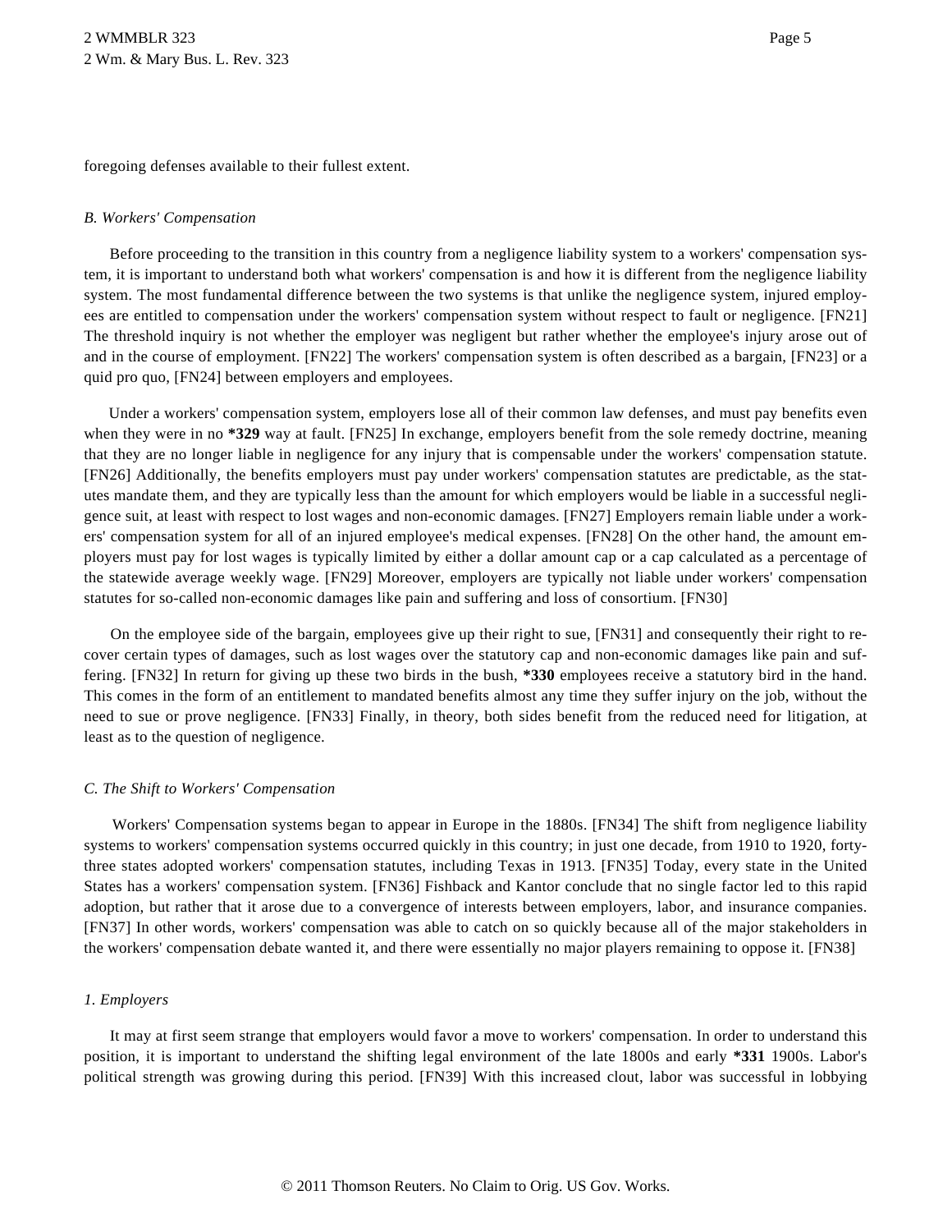foregoing defenses available to their fullest extent.

### *B. Workers' Compensation*

Before proceeding to the transition in this country from a negligence liability system to a workers' compensation system, it is important to understand both what workers' compensation is and how it is different from the negligence liability system. The most fundamental difference between the two systems is that unlike the negligence system, injured employees are entitled to compensation under the workers' compensation system without respect to fault or negligence. [FN21] The threshold inquiry is not whether the employer was negligent but rather whether the employee's injury arose out of and in the course of employment. [FN22] The workers' compensation system is often described as a bargain, [FN23] or a quid pro quo, [FN24] between employers and employees.

Under a workers' compensation system, employers lose all of their common law defenses, and must pay benefits even when they were in no **\*329** way at fault. [FN25] In exchange, employers benefit from the sole remedy doctrine, meaning that they are no longer liable in negligence for any injury that is compensable under the workers' compensation statute. [FN26] Additionally, the benefits employers must pay under workers' compensation statutes are predictable, as the statutes mandate them, and they are typically less than the amount for which employers would be liable in a successful negligence suit, at least with respect to lost wages and non-economic damages. [FN27] Employers remain liable under a workers' compensation system for all of an injured employee's medical expenses. [FN28] On the other hand, the amount employers must pay for lost wages is typically limited by either a dollar amount cap or a cap calculated as a percentage of the statewide average weekly wage. [FN29] Moreover, employers are typically not liable under workers' compensation statutes for so-called non-economic damages like pain and suffering and loss of consortium. [FN30]

On the employee side of the bargain, employees give up their right to sue, [FN31] and consequently their right to recover certain types of damages, such as lost wages over the statutory cap and non-economic damages like pain and suffering. [FN32] In return for giving up these two birds in the bush, **\*330** employees receive a statutory bird in the hand. This comes in the form of an entitlement to mandated benefits almost any time they suffer injury on the job, without the need to sue or prove negligence. [FN33] Finally, in theory, both sides benefit from the reduced need for litigation, at least as to the question of negligence.

### *C. The Shift to Workers' Compensation*

Workers' Compensation systems began to appear in Europe in the 1880s. [FN34] The shift from negligence liability systems to workers' compensation systems occurred quickly in this country; in just one decade, from 1910 to 1920, forty-three states adopted workers' compensation statutes, including Texas in 1913. [FN35] Today, every state in the United States has a workers' compensation system. [FN36] Fishback and Kantor conclude that no single factor led to this rapid adoption, but rather that it arose due to a convergence of interests between employers, labor, and insurance companies. [FN37] In other words, workers' compensation was able to catch on so quickly because all of the major stakeholders in the workers' compensation debate wanted it, and there were essentially no major players remaining to oppose it. [FN38]

#### *1. Employers*

It may at first seem strange that employers would favor a move to workers' compensation. In order to understand this position, it is important to understand the shifting legal environment of the late 1800s and early **\*331** 1900s. Labor's political strength was growing during this period. [FN39] With this increased clout, labor was successful in lobbying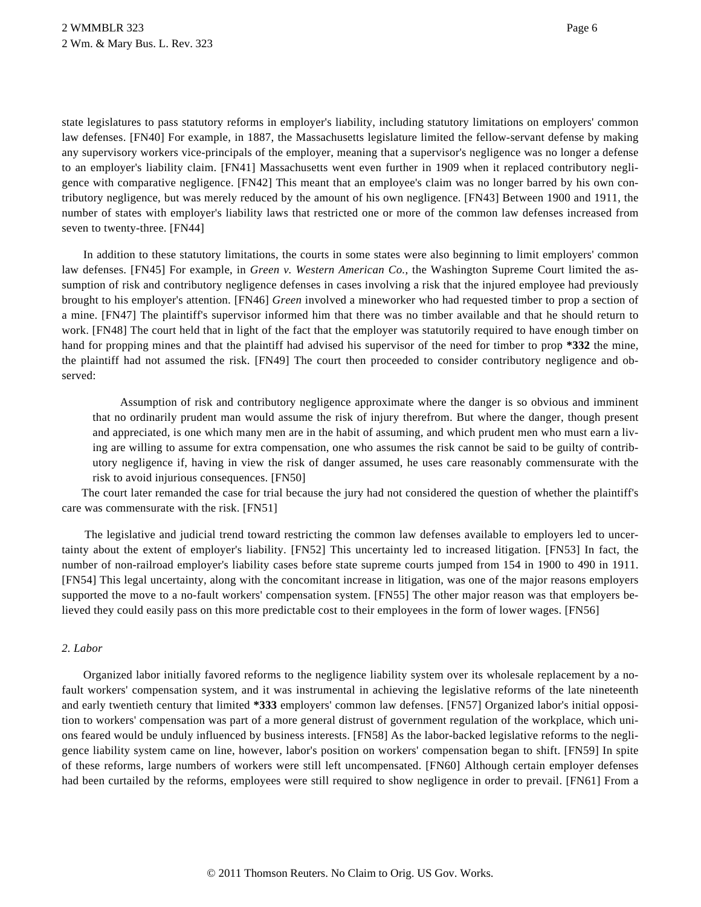state legislatures to pass statutory reforms in employer's liability, including statutory limitations on employers' common law defenses. [FN40] For example, in 1887, the Massachusetts legislature limited the fellow-servant defense by making any supervisory workers vice-principals of the employer, meaning that a supervisor's negligence was no longer a defense to an employer's liability claim. [FN41] Massachusetts went even further in 1909 when it replaced contributory negligence with comparative negligence. [FN42] This meant that an employee's claim was no longer barred by his own contributory negligence, but was merely reduced by the amount of his own negligence. [FN43] Between 1900 and 1911, the number of states with employer's liability laws that restricted one or more of the common law defenses increased from seven to twenty-three. [FN44]

In addition to these statutory limitations, the courts in some states were also beginning to limit employers' common law defenses. [FN45] For example, in *Green v. Western American Co.*, the Washington Supreme Court limited the assumption of risk and contributory negligence defenses in cases involving a risk that the injured employee had previously brought to his employer's attention. [FN46] *Green* involved a mineworker who had requested timber to prop a section of a mine. [FN47] The plaintiff's supervisor informed him that there was no timber available and that he should return to work. [FN48] The court held that in light of the fact that the employer was statutorily required to have enough timber on hand for propping mines and that the plaintiff had advised his supervisor of the need for timber to prop **\*332** the mine, the plaintiff had not assumed the risk. [FN49] The court then proceeded to consider contributory negligence and observed:

> Assumption of risk and contributory negligence approximate where the danger is so obvious and imminent that no ordinarily prudent man would assume the risk of injury therefrom. But where the danger, though present and appreciated, is one which many men are in the habit of assuming, and which prudent men who must earn a living are willing to assume for extra compensation, one who assumes the risk cannot be said to be guilty of contributory negligence if, having in view the risk of danger assumed, he uses care reasonably commensurate with the risk to avoid injurious consequences. [FN50]

The court later remanded the case for trial because the jury had not considered the question of whether the plaintiff's care was commensurate with the risk. [FN51]

The legislative and judicial trend toward restricting the common law defenses available to employers led to uncertainty about the extent of employer's liability. [FN52] This uncertainty led to increased litigation. [FN53] In fact, the number of non-railroad employer's liability cases before state supreme courts jumped from 154 in 1900 to 490 in 1911. [FN54] This legal uncertainty, along with the concomitant increase in litigation, was one of the major reasons employers supported the move to a no-fault workers' compensation system. [FN55] The other major reason was that employers believed they could easily pass on this more predictable cost to their employees in the form of lower wages. [FN56]

*2. Labor*

Organized labor initially favored reforms to the negligence liability system over its wholesale replacement by a no-fault workers' compensation system, and it was instrumental in achieving the legislative reforms of the late nineteenth and early twentieth century that limited **\*333** employers' common law defenses. [FN57] Organized labor's initial opposition to workers' compensation was part of a more general distrust of government regulation of the workplace, which unions feared would be unduly influenced by business interests. [FN58] As the labor-backed legislative reforms to the negligence liability system came on line, however, labor's position on workers' compensation began to shift. [FN59] In spite of these reforms, large numbers of workers were still left uncompensated. [FN60] Although certain employer defenses had been curtailed by the reforms, employees were still required to show negligence in order to prevail. [FN61] From a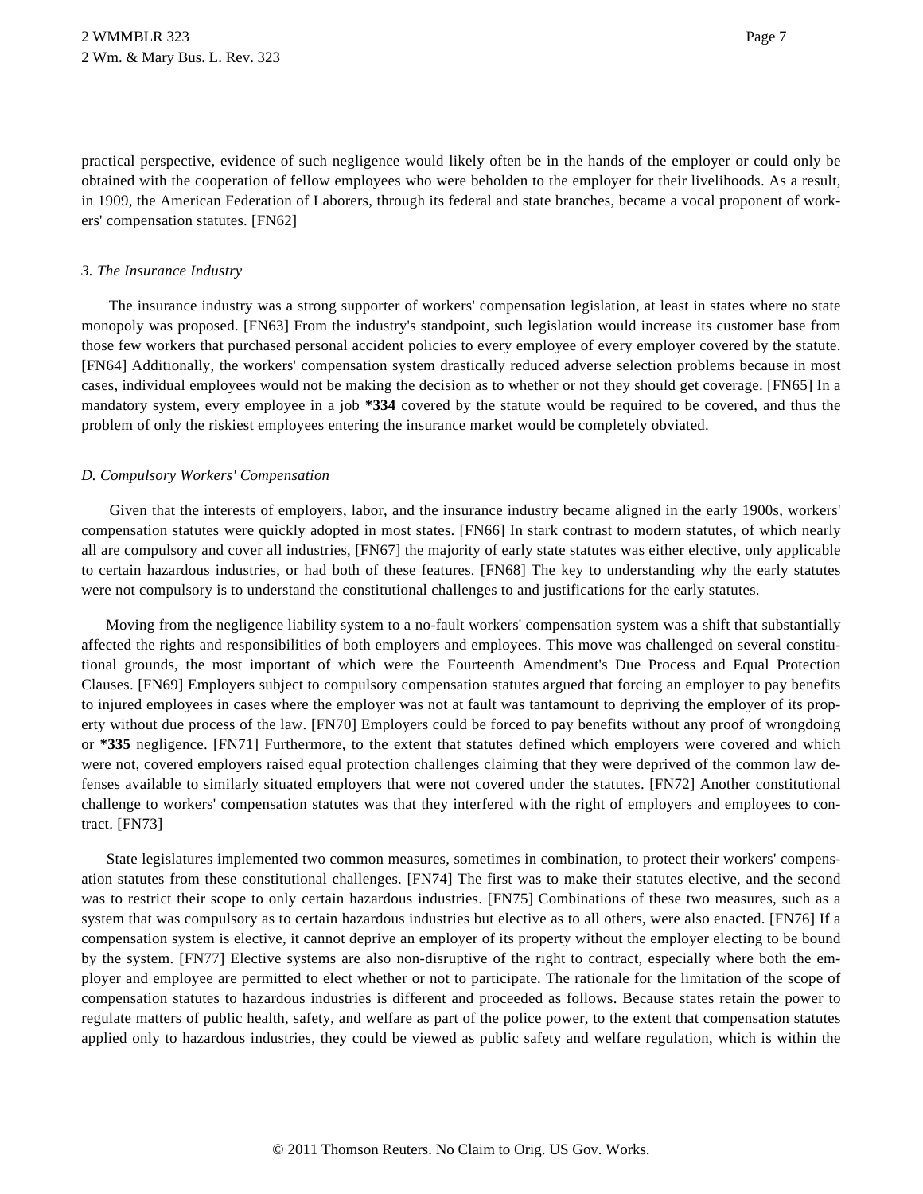practical perspective, evidence of such negligence would likely often be in the hands of the employer or could only be obtained with the cooperation of fellow employees who were beholden to the employer for their livelihoods. As a result, in 1909, the American Federation of Laborers, through its federal and state branches, became a vocal proponent of workers' compensation statutes. [FN62]

### *3. The Insurance Industry*

The insurance industry was a strong supporter of workers' compensation legislation, at least in states where no state monopoly was proposed. [FN63] From the industry's standpoint, such legislation would increase its customer base from those few workers that purchased personal accident policies to every employee of every employer covered by the statute. [FN64] Additionally, the workers' compensation system drastically reduced adverse selection problems because in most cases, individual employees would not be making the decision as to whether or not they should get coverage. [FN65] In a mandatory system, every employee in a job **\*334** covered by the statute would be required to be covered, and thus the problem of only the riskiest employees entering the insurance market would be completely obviated.

## *D. Compulsory Workers' Compensation*

Given that the interests of employers, labor, and the insurance industry became aligned in the early 1900s, workers' compensation statutes were quickly adopted in most states. [FN66] In stark contrast to modern statutes, of which nearly all are compulsory and cover all industries, [FN67] the majority of early state statutes was either elective, only applicable to certain hazardous industries, or had both of these features. [FN68] The key to understanding why the early statutes were not compulsory is to understand the constitutional challenges to and justifications for the early statutes.

Moving from the negligence liability system to a no-fault workers' compensation system was a shift that substantially affected the rights and responsibilities of both employers and employees. This move was challenged on several constitutional grounds, the most important of which were the Fourteenth Amendment's Due Process and Equal Protection Clauses. [FN69] Employers subject to compulsory compensation statutes argued that forcing an employer to pay benefits to injured employees in cases where the employer was not at fault was tantamount to depriving the employer of its property without due process of the law. [FN70] Employers could be forced to pay benefits without any proof of wrongdoing or **\*335** negligence. [FN71] Furthermore, to the extent that statutes defined which employers were covered and which were not, covered employers raised equal protection challenges claiming that they were deprived of the common law defenses available to similarly situated employers that were not covered under the statutes. [FN72] Another constitutional challenge to workers' compensation statutes was that they interfered with the right of employers and employees to contract. [FN73]

State legislatures implemented two common measures, sometimes in combination, to protect their workers' compensation statutes from these constitutional challenges. [FN74] The first was to make their statutes elective, and the second was to restrict their scope to only certain hazardous industries. [FN75] Combinations of these two measures, such as a system that was compulsory as to certain hazardous industries but elective as to all others, were also enacted. [FN76] If a compensation system is elective, it cannot deprive an employer of its property without the employer electing to be bound by the system. [FN77] Elective systems are also non-disruptive of the right to contract, especially where both the employer and employee are permitted to elect whether or not to participate. The rationale for the limitation of the scope of compensation statutes to hazardous industries is different and proceeded as follows. Because states retain the power to regulate matters of public health, safety, and welfare as part of the police power, to the extent that compensation statutes applied only to hazardous industries, they could be viewed as public safety and welfare regulation, which is within the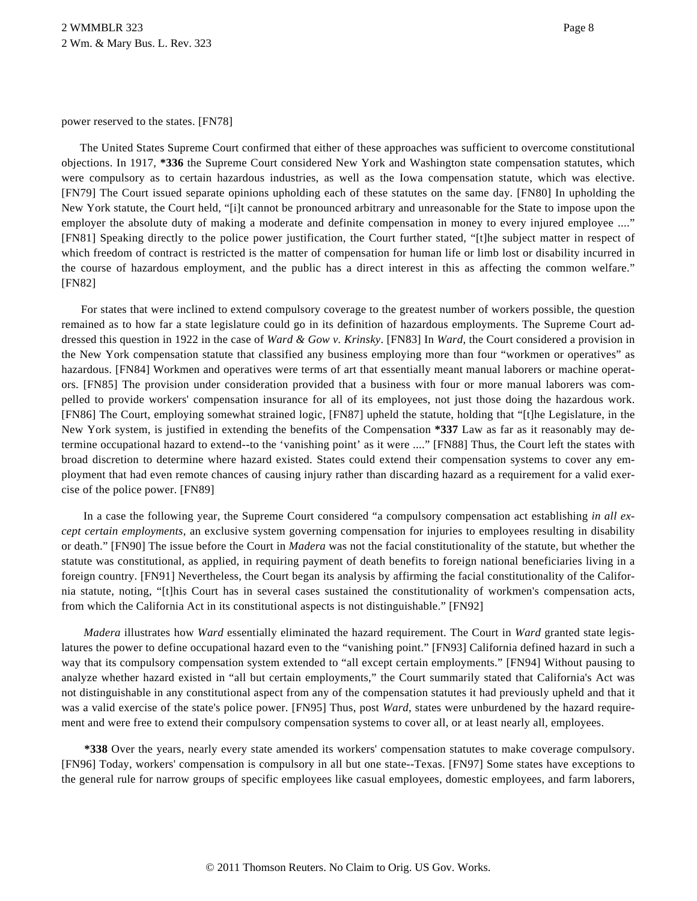power reserved to the states. [FN78]

The United States Supreme Court confirmed that either of these approaches was sufficient to overcome constitutional objections. In 1917, **\*336** the Supreme Court considered New York and Washington state compensation statutes, which were compulsory as to certain hazardous industries, as well as the Iowa compensation statute, which was elective. [FN79] The Court issued separate opinions upholding each of these statutes on the same day. [FN80] In upholding the New York statute, the Court held, "[i]t cannot be pronounced arbitrary and unreasonable for the State to impose upon the employer the absolute duty of making a moderate and definite compensation in money to every injured employee ...." [FN81] Speaking directly to the police power justification, the Court further stated, "[t]he subject matter in respect of which freedom of contract is restricted is the matter of compensation for human life or limb lost or disability incurred in the course of hazardous employment, and the public has a direct interest in this as affecting the common welfare." [FN82]

For states that were inclined to extend compulsory coverage to the greatest number of workers possible, the question remained as to how far a state legislature could go in its definition of hazardous employments. The Supreme Court addressed this question in 1922 in the case of *Ward & Gow v. Krinsky*. [FN83] In *Ward*, the Court considered a provision in the New York compensation statute that classified any business employing more than four "workmen or operatives" as hazardous. [FN84] Workmen and operatives were terms of art that essentially meant manual laborers or machine operators. [FN85] The provision under consideration provided that a business with four or more manual laborers was compelled to provide workers' compensation insurance for all of its employees, not just those doing the hazardous work. [FN86] The Court, employing somewhat strained logic, [FN87] upheld the statute, holding that "[t]he Legislature, in the New York system, is justified in extending the benefits of the Compensation **\*337** Law as far as it reasonably may determine occupational hazard to extend--to the 'vanishing point' as it were ...." [FN88] Thus, the Court left the states with broad discretion to determine where hazard existed. States could extend their compensation systems to cover any employment that had even remote chances of causing injury rather than discarding hazard as a requirement for a valid exercise of the police power. [FN89]

In a case the following year, the Supreme Court considered "a compulsory compensation act establishing *in all except certain employments*, an exclusive system governing compensation for injuries to employees resulting in disability or death." [FN90] The issue before the Court in *Madera* was not the facial constitutionality of the statute, but whether the statute was constitutional, as applied, in requiring payment of death benefits to foreign national beneficiaries living in a foreign country. [FN91] Nevertheless, the Court began its analysis by affirming the facial constitutionality of the California statute, noting, "[t]his Court has in several cases sustained the constitutionality of workmen's compensation acts, from which the California Act in its constitutional aspects is not distinguishable." [FN92]

*Madera* illustrates how *Ward* essentially eliminated the hazard requirement. The Court in *Ward* granted state legislatures the power to define occupational hazard even to the "vanishing point." [FN93] California defined hazard in such a way that its compulsory compensation system extended to "all except certain employments." [FN94] Without pausing to analyze whether hazard existed in "all but certain employments," the Court summarily stated that California's Act was not distinguishable in any constitutional aspect from any of the compensation statutes it had previously upheld and that it was a valid exercise of the state's police power. [FN95] Thus, post *Ward*, states were unburdened by the hazard requirement and were free to extend their compulsory compensation systems to cover all, or at least nearly all, employees.

**\*338** Over the years, nearly every state amended its workers' compensation statutes to make coverage compulsory. [FN96] Today, workers' compensation is compulsory in all but one state--Texas. [FN97] Some states have exceptions to the general rule for narrow groups of specific employees like casual employees, domestic employees, and farm laborers,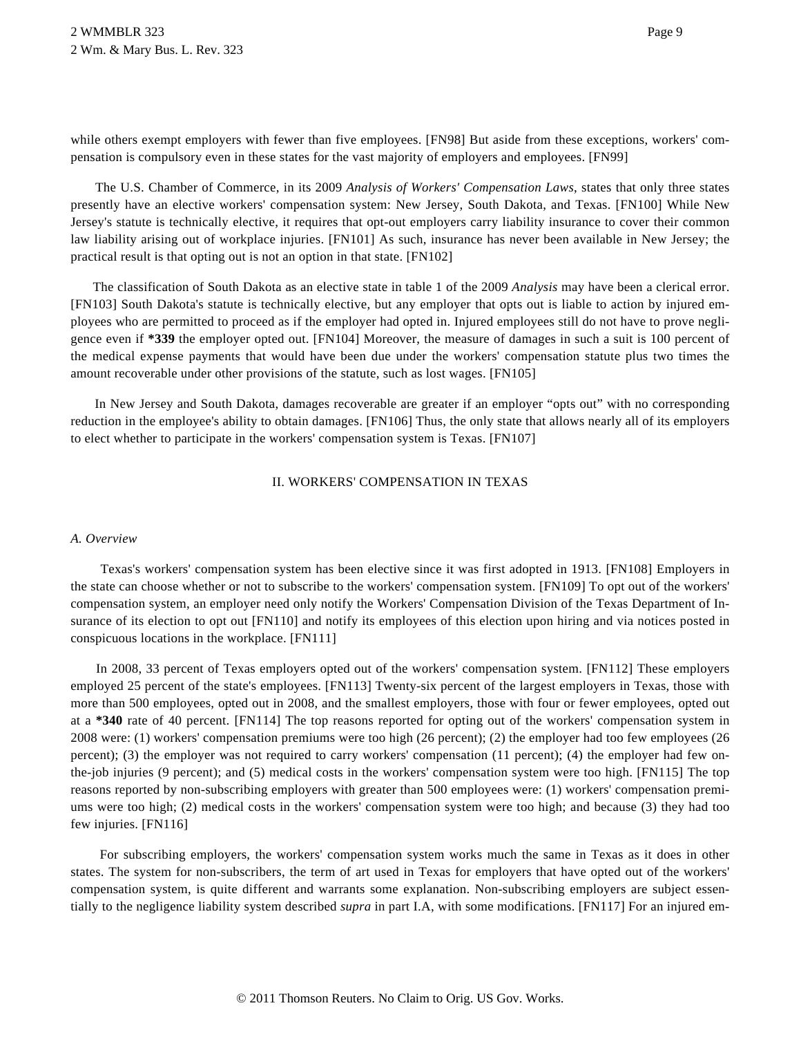while others exempt employers with fewer than five employees. [FN98] But aside from these exceptions, workers' compensation is compulsory even in these states for the vast majority of employers and employees. [FN99]

The U.S. Chamber of Commerce, in its 2009 *Analysis of Workers' Compensation Laws*, states that only three states presently have an elective workers' compensation system: New Jersey, South Dakota, and Texas. [FN100] While New Jersey's statute is technically elective, it requires that opt-out employers carry liability insurance to cover their common law liability arising out of workplace injuries. [FN101] As such, insurance has never been available in New Jersey; the practical result is that opting out is not an option in that state. [FN102]

The classification of South Dakota as an elective state in table 1 of the 2009 *Analysis* may have been a clerical error. [FN103] South Dakota's statute is technically elective, but any employer that opts out is liable to action by injured employees who are permitted to proceed as if the employer had opted in. Injured employees still do not have to prove negligence even if **\*339** the employer opted out. [FN104] Moreover, the measure of damages in such a suit is 100 percent of the medical expense payments that would have been due under the workers' compensation statute plus two times the amount recoverable under other provisions of the statute, such as lost wages. [FN105]

In New Jersey and South Dakota, damages recoverable are greater if an employer "opts out" with no corresponding reduction in the employee's ability to obtain damages. [FN106] Thus, the only state that allows nearly all of its employers to elect whether to participate in the workers' compensation system is Texas. [FN107]

## II. WORKERS' COMPENSATION IN TEXAS

### *A. Overview*

Texas's workers' compensation system has been elective since it was first adopted in 1913. [FN108] Employers in the state can choose whether or not to subscribe to the workers' compensation system. [FN109] To opt out of the workers' compensation system, an employer need only notify the Workers' Compensation Division of the Texas Department of Insurance of its election to opt out [FN110] and notify its employees of this election upon hiring and via notices posted in conspicuous locations in the workplace. [FN111]

In 2008, 33 percent of Texas employers opted out of the workers' compensation system. [FN112] These employers employed 25 percent of the state's employees. [FN113] Twenty-six percent of the largest employers in Texas, those with more than 500 employees, opted out in 2008, and the smallest employers, those with four or fewer employees, opted out at a **\*340** rate of 40 percent. [FN114] The top reasons reported for opting out of the workers' compensation system in 2008 were: (1) workers' compensation premiums were too high (26 percent); (2) the employer had too few employees (26 percent); (3) the employer was not required to carry workers' compensation (11 percent); (4) the employer had few on-the-job injuries (9 percent); and (5) medical costs in the workers' compensation system were too high. [FN115] The top reasons reported by non-subscribing employers with greater than 500 employees were: (1) workers' compensation premiums were too high; (2) medical costs in the workers' compensation system were too high; and because (3) they had too few injuries. [FN116]

For subscribing employers, the workers' compensation system works much the same in Texas as it does in other states. The system for non-subscribers, the term of art used in Texas for employers that have opted out of the workers' compensation system, is quite different and warrants some explanation. Non-subscribing employers are subject essentially to the negligence liability system described *supra* in part I.A, with some modifications. [FN117] For an injured em-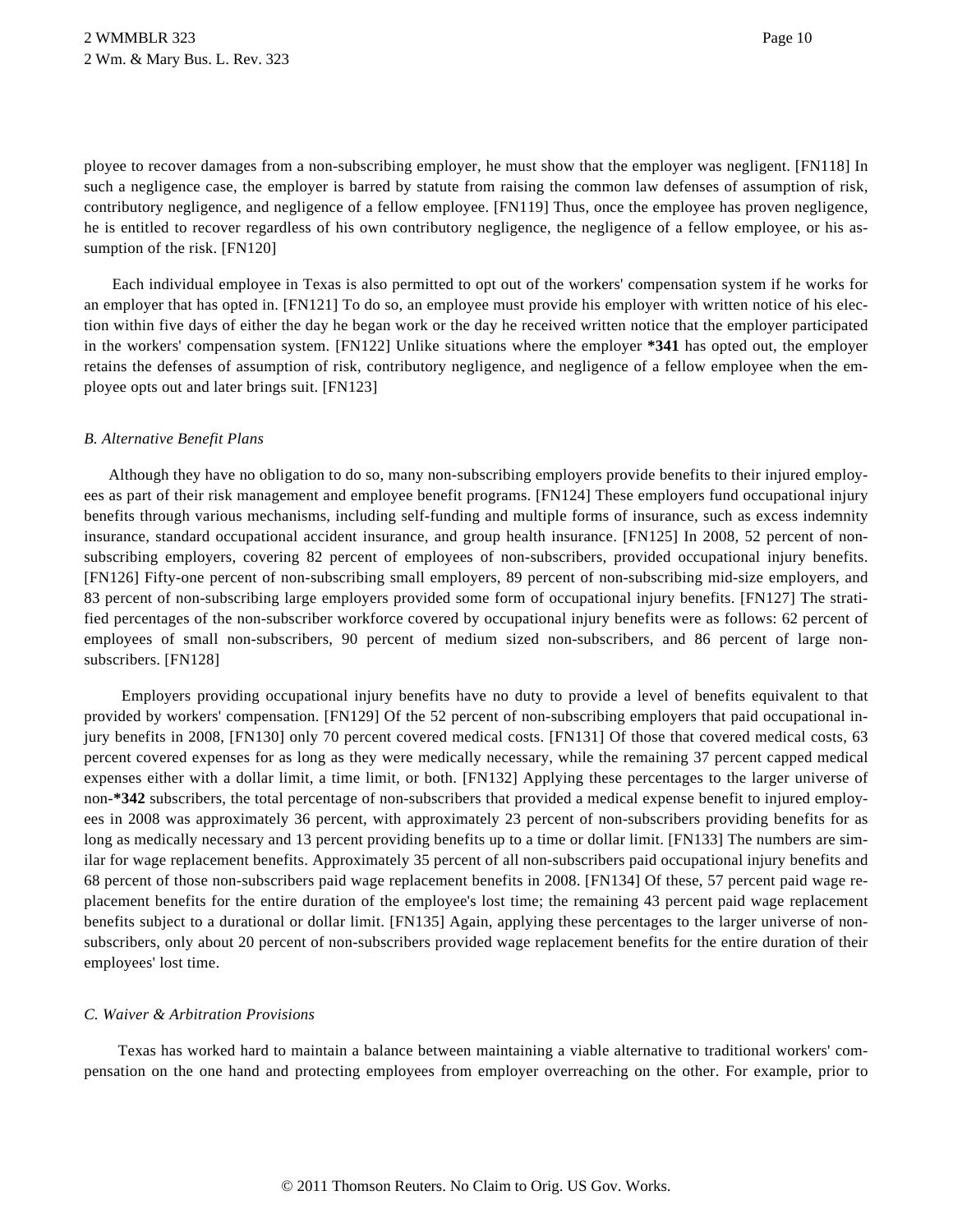ployee to recover damages from a non-subscribing employer, he must show that the employer was negligent. [FN118] In such a negligence case, the employer is barred by statute from raising the common law defenses of assumption of risk, contributory negligence, and negligence of a fellow employee. [FN119] Thus, once the employee has proven negligence, he is entitled to recover regardless of his own contributory negligence, the negligence of a fellow employee, or his assumption of the risk. [FN120]

Each individual employee in Texas is also permitted to opt out of the workers' compensation system if he works for an employer that has opted in. [FN121] To do so, an employee must provide his employer with written notice of his election within five days of either the day he began work or the day he received written notice that the employer participated in the workers' compensation system. [FN122] Unlike situations where the employer **\*341** has opted out, the employer retains the defenses of assumption of risk, contributory negligence, and negligence of a fellow employee when the employee opts out and later brings suit. [FN123]

### *B. Alternative Benefit Plans*

Although they have no obligation to do so, many non-subscribing employers provide benefits to their injured employees as part of their risk management and employee benefit programs. [FN124] These employers fund occupational injury benefits through various mechanisms, including self-funding and multiple forms of insurance, such as excess indemnity insurance, standard occupational accident insurance, and group health insurance. [FN125] In 2008, 52 percent of non-subscribing employers, covering 82 percent of employees of non-subscribers, provided occupational injury benefits. [FN126] Fifty-one percent of non-subscribing small employers, 89 percent of non-subscribing mid-size employers, and 83 percent of non-subscribing large employers provided some form of occupational injury benefits. [FN127] The stratified percentages of the non-subscriber workforce covered by occupational injury benefits were as follows: 62 percent of employees of small non-subscribers, 90 percent of medium sized non-subscribers, and 86 percent of large non-subscribers. [FN128]

Employers providing occupational injury benefits have no duty to provide a level of benefits equivalent to that provided by workers' compensation. [FN129] Of the 52 percent of non-subscribing employers that paid occupational injury benefits in 2008, [FN130] only 70 percent covered medical costs. [FN131] Of those that covered medical costs, 63 percent covered expenses for as long as they were medically necessary, while the remaining 37 percent capped medical expenses either with a dollar limit, a time limit, or both. [FN132] Applying these percentages to the larger universe of non-**\*342** subscribers, the total percentage of non-subscribers that provided a medical expense benefit to injured employees in 2008 was approximately 36 percent, with approximately 23 percent of non-subscribers providing benefits for as long as medically necessary and 13 percent providing benefits up to a time or dollar limit. [FN133] The numbers are similar for wage replacement benefits. Approximately 35 percent of all non-subscribers paid occupational injury benefits and 68 percent of those non-subscribers paid wage replacement benefits in 2008. [FN134] Of these, 57 percent paid wage replacement benefits for the entire duration of the employee's lost time; the remaining 43 percent paid wage replacement benefits subject to a durational or dollar limit. [FN135] Again, applying these percentages to the larger universe of non-subscribers, only about 20 percent of non-subscribers provided wage replacement benefits for the entire duration of their employees' lost time.

### *C. Waiver & Arbitration Provisions*

Texas has worked hard to maintain a balance between maintaining a viable alternative to traditional workers' compensation on the one hand and protecting employees from employer overreaching on the other. For example, prior to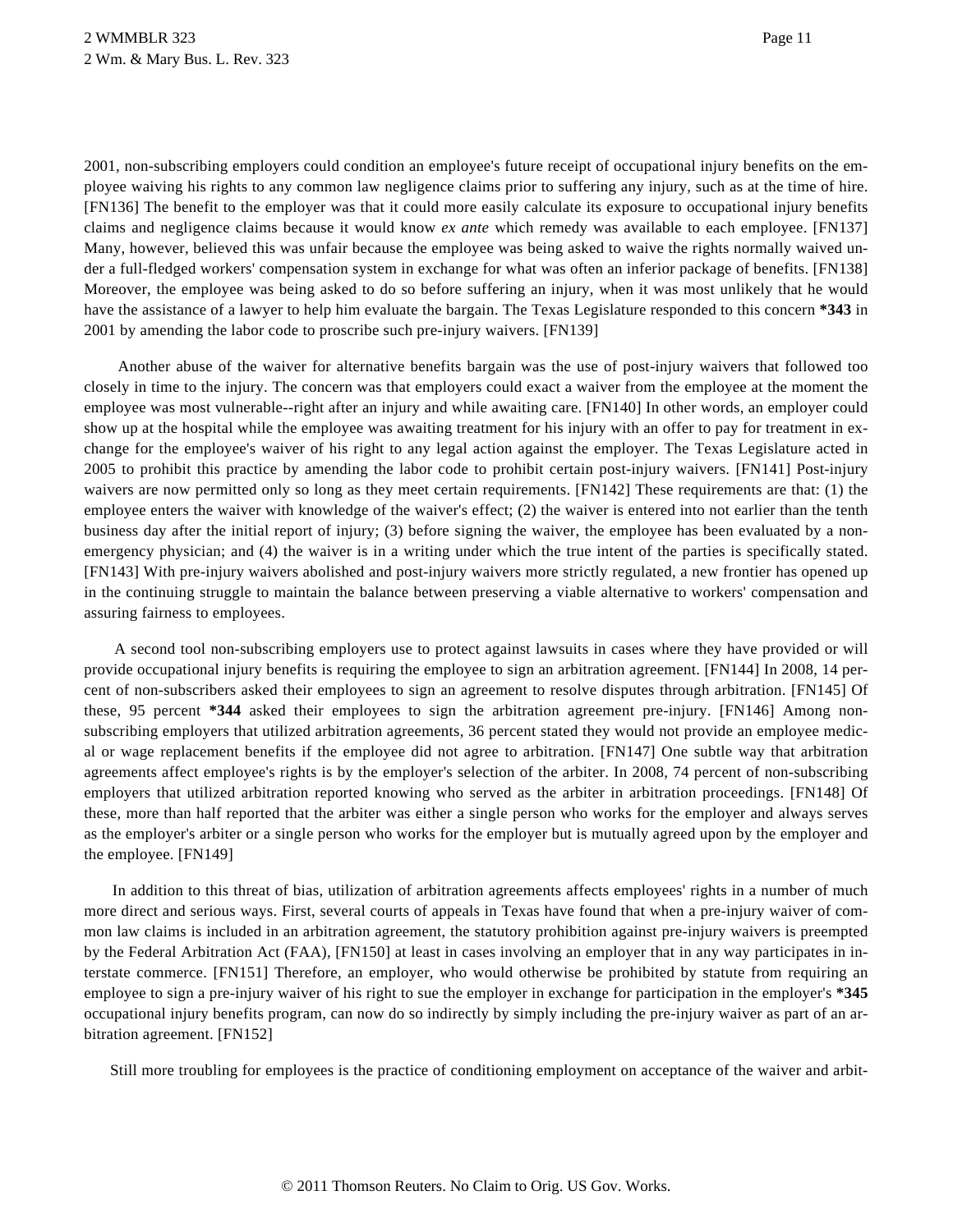2001, non-subscribing employers could condition an employee's future receipt of occupational injury benefits on the employee waiving his rights to any common law negligence claims prior to suffering any injury, such as at the time of hire. [FN136] The benefit to the employer was that it could more easily calculate its exposure to occupational injury benefits claims and negligence claims because it would know *ex ante* which remedy was available to each employee. [FN137] Many, however, believed this was unfair because the employee was being asked to waive the rights normally waived under a full-fledged workers' compensation system in exchange for what was often an inferior package of benefits. [FN138] Moreover, the employee was being asked to do so before suffering an injury, when it was most unlikely that he would have the assistance of a lawyer to help him evaluate the bargain. The Texas Legislature responded to this concern **\*343** in 2001 by amending the labor code to proscribe such pre-injury waivers. [FN139]

Another abuse of the waiver for alternative benefits bargain was the use of post-injury waivers that followed too closely in time to the injury. The concern was that employers could exact a waiver from the employee at the moment the employee was most vulnerable--right after an injury and while awaiting care. [FN140] In other words, an employer could show up at the hospital while the employee was awaiting treatment for his injury with an offer to pay for treatment in exchange for the employee's waiver of his right to any legal action against the employer. The Texas Legislature acted in 2005 to prohibit this practice by amending the labor code to prohibit certain post-injury waivers. [FN141] Post-injury waivers are now permitted only so long as they meet certain requirements. [FN142] These requirements are that: (1) the employee enters the waiver with knowledge of the waiver's effect; (2) the waiver is entered into not earlier than the tenth business day after the initial report of injury; (3) before signing the waiver, the employee has been evaluated by a non-emergency physician; and (4) the waiver is in a writing under which the true intent of the parties is specifically stated. [FN143] With pre-injury waivers abolished and post-injury waivers more strictly regulated, a new frontier has opened up in the continuing struggle to maintain the balance between preserving a viable alternative to workers' compensation and assuring fairness to employees.

A second tool non-subscribing employers use to protect against lawsuits in cases where they have provided or will provide occupational injury benefits is requiring the employee to sign an arbitration agreement. [FN144] In 2008, 14 percent of non-subscribers asked their employees to sign an agreement to resolve disputes through arbitration. [FN145] Of these, 95 percent **\*344** asked their employees to sign the arbitration agreement pre-injury. [FN146] Among non-subscribing employers that utilized arbitration agreements, 36 percent stated they would not provide an employee medical or wage replacement benefits if the employee did not agree to arbitration. [FN147] One subtle way that arbitration agreements affect employee's rights is by the employer's selection of the arbiter. In 2008, 74 percent of non-subscribing employers that utilized arbitration reported knowing who served as the arbiter in arbitration proceedings. [FN148] Of these, more than half reported that the arbiter was either a single person who works for the employer and always serves as the employer's arbiter or a single person who works for the employer but is mutually agreed upon by the employer and the employee. [FN149]

In addition to this threat of bias, utilization of arbitration agreements affects employees' rights in a number of much more direct and serious ways. First, several courts of appeals in Texas have found that when a pre-injury waiver of common law claims is included in an arbitration agreement, the statutory prohibition against pre-injury waivers is preempted by the Federal Arbitration Act (FAA), [FN150] at least in cases involving an employer that in any way participates in interstate commerce. [FN151] Therefore, an employer, who would otherwise be prohibited by statute from requiring an employee to sign a pre-injury waiver of his right to sue the employer in exchange for participation in the employer's **\*345** occupational injury benefits program, can now do so indirectly by simply including the pre-injury waiver as part of an arbitration agreement. [FN152]

Still more troubling for employees is the practice of conditioning employment on acceptance of the waiver and arbit-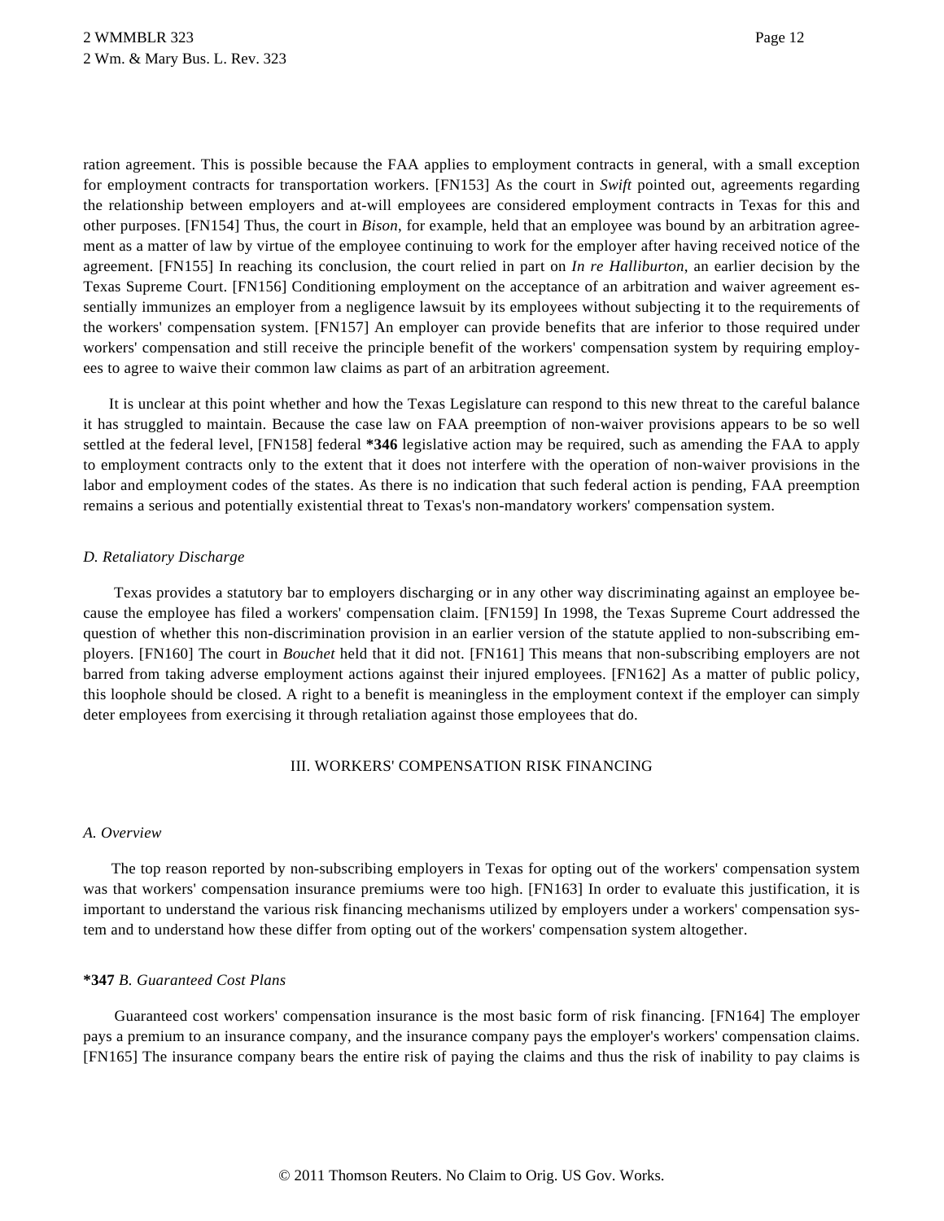ration agreement. This is possible because the FAA applies to employment contracts in general, with a small exception for employment contracts for transportation workers. [FN153] As the court in *Swift* pointed out, agreements regarding the relationship between employers and at-will employees are considered employment contracts in Texas for this and other purposes. [FN154] Thus, the court in *Bison*, for example, held that an employee was bound by an arbitration agreement as a matter of law by virtue of the employee continuing to work for the employer after having received notice of the agreement. [FN155] In reaching its conclusion, the court relied in part on *In re Halliburton*, an earlier decision by the Texas Supreme Court. [FN156] Conditioning employment on the acceptance of an arbitration and waiver agreement essentially immunizes an employer from a negligence lawsuit by its employees without subjecting it to the requirements of the workers' compensation system. [FN157] An employer can provide benefits that are inferior to those required under workers' compensation and still receive the principle benefit of the workers' compensation system by requiring employees to agree to waive their common law claims as part of an arbitration agreement.

It is unclear at this point whether and how the Texas Legislature can respond to this new threat to the careful balance it has struggled to maintain. Because the case law on FAA preemption of non-waiver provisions appears to be so well settled at the federal level, [FN158] federal **\*346** legislative action may be required, such as amending the FAA to apply to employment contracts only to the extent that it does not interfere with the operation of non-waiver provisions in the labor and employment codes of the states. As there is no indication that such federal action is pending, FAA preemption remains a serious and potentially existential threat to Texas's non-mandatory workers' compensation system.

### *D. Retaliatory Discharge*

Texas provides a statutory bar to employers discharging or in any other way discriminating against an employee because the employee has filed a workers' compensation claim. [FN159] In 1998, the Texas Supreme Court addressed the question of whether this non-discrimination provision in an earlier version of the statute applied to non-subscribing employers. [FN160] The court in *Bouchet* held that it did not. [FN161] This means that non-subscribing employers are not barred from taking adverse employment actions against their injured employees. [FN162] As a matter of public policy, this loophole should be closed. A right to a benefit is meaningless in the employment context if the employer can simply deter employees from exercising it through retaliation against those employees that do.

## III. WORKERS' COMPENSATION RISK FINANCING

### *A. Overview*

The top reason reported by non-subscribing employers in Texas for opting out of the workers' compensation system was that workers' compensation insurance premiums were too high. [FN163] In order to evaluate this justification, it is important to understand the various risk financing mechanisms utilized by employers under a workers' compensation system and to understand how these differ from opting out of the workers' compensation system altogether.

### **\*347** *B. Guaranteed Cost Plans*

Guaranteed cost workers' compensation insurance is the most basic form of risk financing. [FN164] The employer pays a premium to an insurance company, and the insurance company pays the employer's workers' compensation claims. [FN165] The insurance company bears the entire risk of paying the claims and thus the risk of inability to pay claims is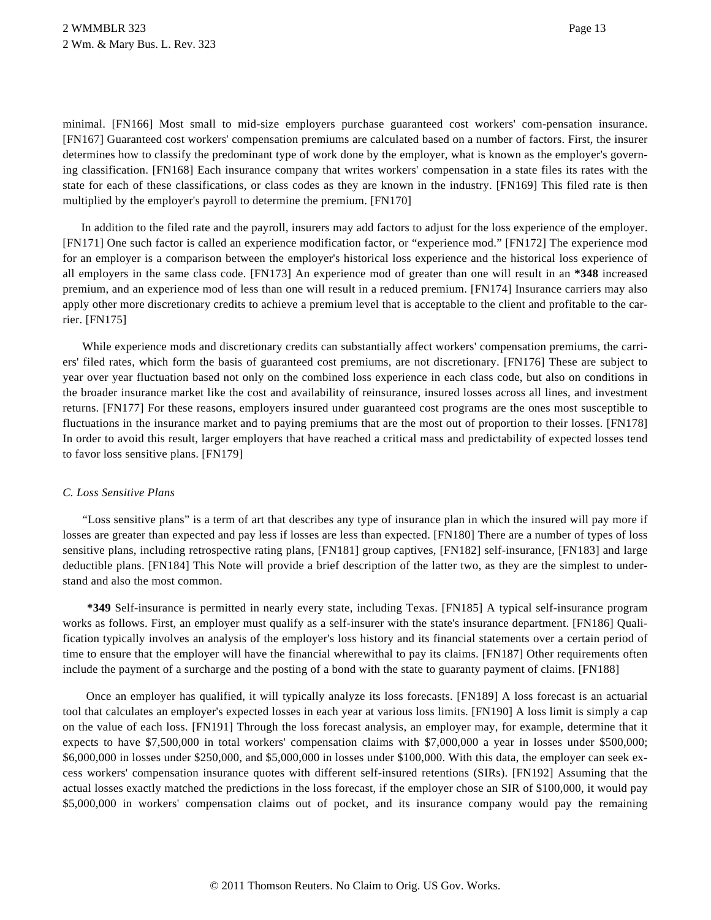minimal. [FN166] Most small to mid-size employers purchase guaranteed cost workers' com-pensation insurance. [FN167] Guaranteed cost workers' compensation premiums are calculated based on a number of factors. First, the insurer determines how to classify the predominant type of work done by the employer, what is known as the employer's governing classification. [FN168] Each insurance company that writes workers' compensation in a state files its rates with the state for each of these classifications, or class codes as they are known in the industry. [FN169] This filed rate is then multiplied by the employer's payroll to determine the premium. [FN170]

In addition to the filed rate and the payroll, insurers may add factors to adjust for the loss experience of the employer. [FN171] One such factor is called an experience modification factor, or "experience mod." [FN172] The experience mod for an employer is a comparison between the employer's historical loss experience and the historical loss experience of all employers in the same class code. [FN173] An experience mod of greater than one will result in an **\*348** increased premium, and an experience mod of less than one will result in a reduced premium. [FN174] Insurance carriers may also apply other more discretionary credits to achieve a premium level that is acceptable to the client and profitable to the carrier. [FN175]

While experience mods and discretionary credits can substantially affect workers' compensation premiums, the carriers' filed rates, which form the basis of guaranteed cost premiums, are not discretionary. [FN176] These are subject to year over year fluctuation based not only on the combined loss experience in each class code, but also on conditions in the broader insurance market like the cost and availability of reinsurance, insured losses across all lines, and investment returns. [FN177] For these reasons, employers insured under guaranteed cost programs are the ones most susceptible to fluctuations in the insurance market and to paying premiums that are the most out of proportion to their losses. [FN178] In order to avoid this result, larger employers that have reached a critical mass and predictability of expected losses tend to favor loss sensitive plans. [FN179]

*C. Loss Sensitive Plans*

"Loss sensitive plans" is a term of art that describes any type of insurance plan in which the insured will pay more if losses are greater than expected and pay less if losses are less than expected. [FN180] There are a number of types of loss sensitive plans, including retrospective rating plans, [FN181] group captives, [FN182] self-insurance, [FN183] and large deductible plans. [FN184] This Note will provide a brief description of the latter two, as they are the simplest to understand and also the most common.

**\*349** Self-insurance is permitted in nearly every state, including Texas. [FN185] A typical self-insurance program works as follows. First, an employer must qualify as a self-insurer with the state's insurance department. [FN186] Qualification typically involves an analysis of the employer's loss history and its financial statements over a certain period of time to ensure that the employer will have the financial wherewithal to pay its claims. [FN187] Other requirements often include the payment of a surcharge and the posting of a bond with the state to guaranty payment of claims. [FN188]

Once an employer has qualified, it will typically analyze its loss forecasts. [FN189] A loss forecast is an actuarial tool that calculates an employer's expected losses in each year at various loss limits. [FN190] A loss limit is simply a cap on the value of each loss. [FN191] Through the loss forecast analysis, an employer may, for example, determine that it expects to have $7,500,000 in total workers' compensation claims with $7,000,000 a year in losses under $500,000; $6,000,000 in losses under $250,000, and $5,000,000 in losses under $100,000. With this data, the employer can seek excess workers' compensation insurance quotes with different self-insured retentions (SIRs). [FN192] Assuming that the actual losses exactly matched the predictions in the loss forecast, if the employer chose an SIR of $100,000, it would pay $5,000,000 in workers' compensation claims out of pocket, and its insurance company would pay the remaining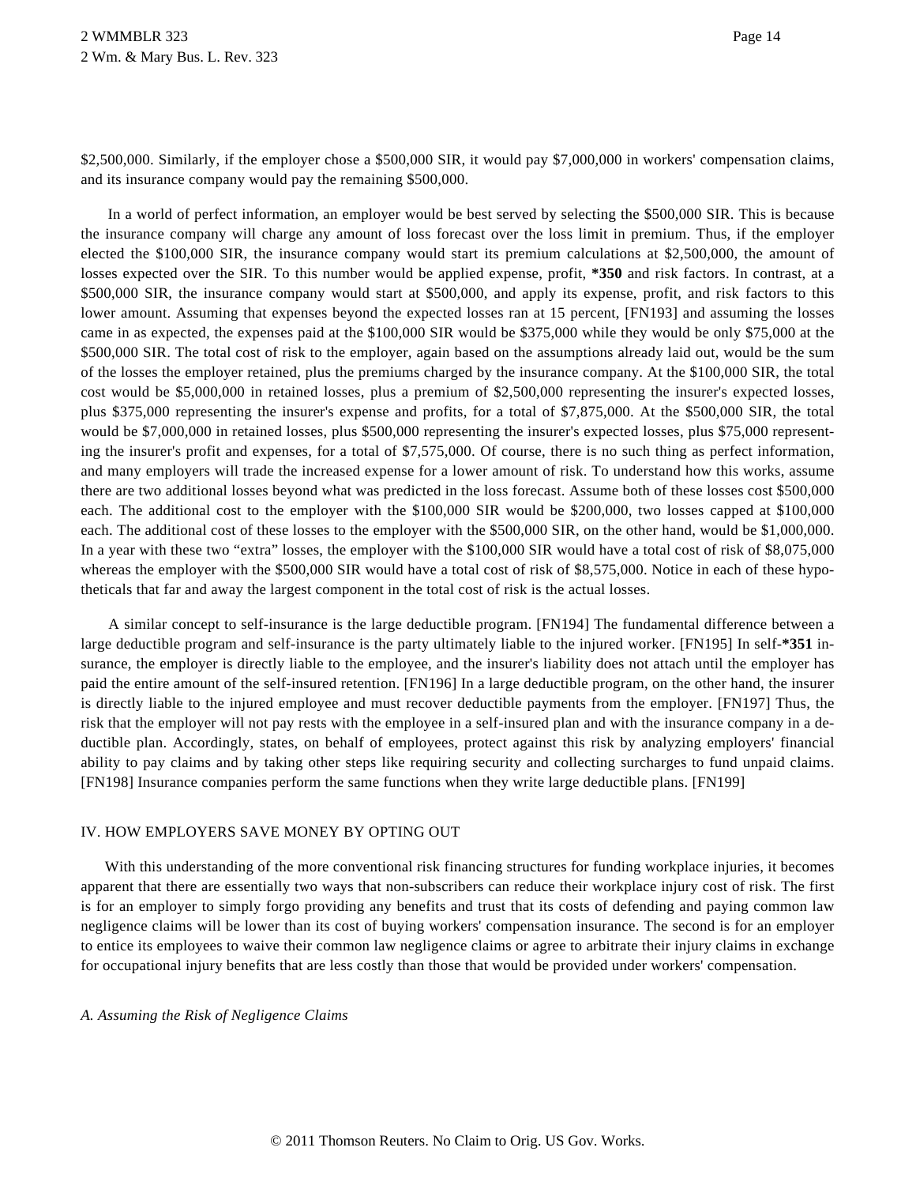$2,500,000. Similarly, if the employer chose a $500,000 SIR, it would pay $7,000,000 in workers' compensation claims, and its insurance company would pay the remaining $500,000.

In a world of perfect information, an employer would be best served by selecting the $500,000 SIR. This is because the insurance company will charge any amount of loss forecast over the loss limit in premium. Thus, if the employer elected the $100,000 SIR, the insurance company would start its premium calculations at $2,500,000, the amount of losses expected over the SIR. To this number would be applied expense, profit, **\*350** and risk factors. In contrast, at a $500,000 SIR, the insurance company would start at $500,000, and apply its expense, profit, and risk factors to this lower amount. Assuming that expenses beyond the expected losses ran at 15 percent, [FN193] and assuming the losses came in as expected, the expenses paid at the $100,000 SIR would be $375,000 while they would be only $75,000 at the $500,000 SIR. The total cost of risk to the employer, again based on the assumptions already laid out, would be the sum of the losses the employer retained, plus the premiums charged by the insurance company. At the $100,000 SIR, the total cost would be $5,000,000 in retained losses, plus a premium of $2,500,000 representing the insurer's expected losses, plus $375,000 representing the insurer's expense and profits, for a total of $7,875,000. At the $500,000 SIR, the total would be $7,000,000 in retained losses, plus $500,000 representing the insurer's expected losses, plus $75,000 representing the insurer's profit and expenses, for a total of $7,575,000. Of course, there is no such thing as perfect information, and many employers will trade the increased expense for a lower amount of risk. To understand how this works, assume there are two additional losses beyond what was predicted in the loss forecast. Assume both of these losses cost $500,000 each. The additional cost to the employer with the $100,000 SIR would be $200,000, two losses capped at $100,000 each. The additional cost of these losses to the employer with the $500,000 SIR, on the other hand, would be $1,000,000. In a year with these two "extra" losses, the employer with the $100,000 SIR would have a total cost of risk of $8,075,000 whereas the employer with the $500,000 SIR would have a total cost of risk of $8,575,000. Notice in each of these hypotheticals that far and away the largest component in the total cost of risk is the actual losses.

A similar concept to self-insurance is the large deductible program. [FN194] The fundamental difference between a large deductible program and self-insurance is the party ultimately liable to the injured worker. [FN195] In self-**\*351** insurance, the employer is directly liable to the employee, and the insurer's liability does not attach until the employer has paid the entire amount of the self-insured retention. [FN196] In a large deductible program, on the other hand, the insurer is directly liable to the injured employee and must recover deductible payments from the employer. [FN197] Thus, the risk that the employer will not pay rests with the employee in a self-insured plan and with the insurance company in a deductible plan. Accordingly, states, on behalf of employees, protect against this risk by analyzing employers' financial ability to pay claims and by taking other steps like requiring security and collecting surcharges to fund unpaid claims. [FN198] Insurance companies perform the same functions when they write large deductible plans. [FN199]

## IV. HOW EMPLOYERS SAVE MONEY BY OPTING OUT

With this understanding of the more conventional risk financing structures for funding workplace injuries, it becomes apparent that there are essentially two ways that non-subscribers can reduce their workplace injury cost of risk. The first is for an employer to simply forgo providing any benefits and trust that its costs of defending and paying common law negligence claims will be lower than its cost of buying workers' compensation insurance. The second is for an employer to entice its employees to waive their common law negligence claims or agree to arbitrate their injury claims in exchange for occupational injury benefits that are less costly than those that would be provided under workers' compensation.

### *A. Assuming the Risk of Negligence Claims*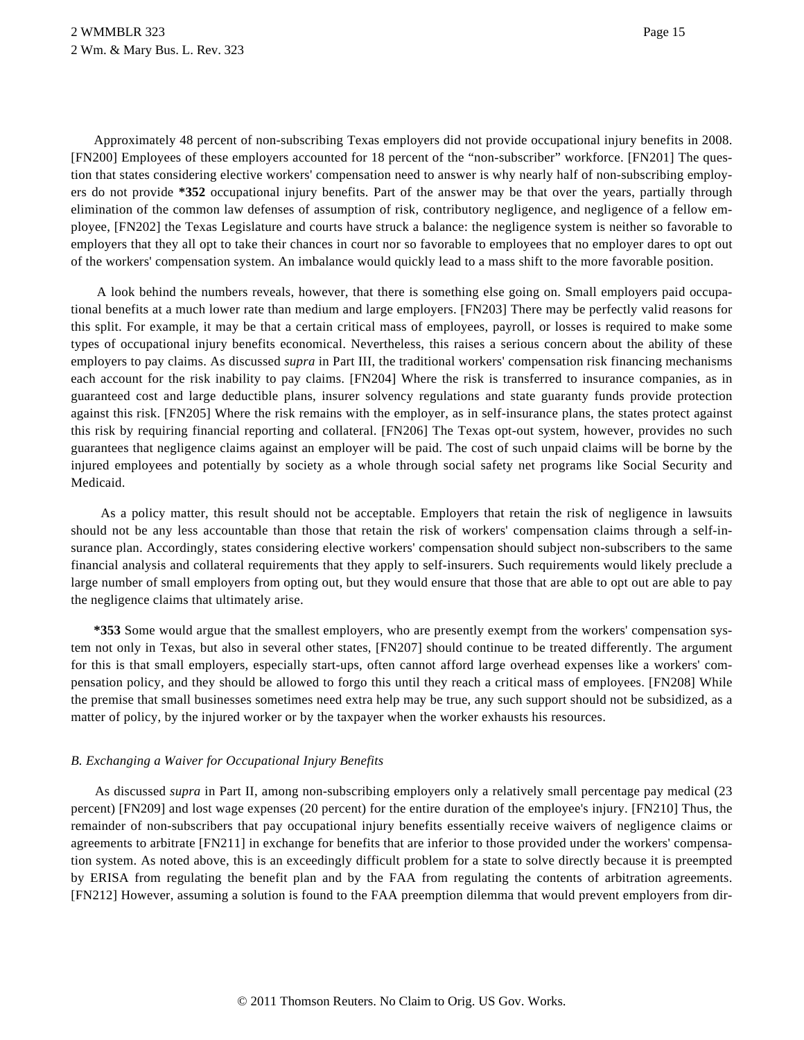Approximately 48 percent of non-subscribing Texas employers did not provide occupational injury benefits in 2008. [FN200] Employees of these employers accounted for 18 percent of the "non-subscriber" workforce. [FN201] The question that states considering elective workers' compensation need to answer is why nearly half of non-subscribing employers do not provide **\*352** occupational injury benefits. Part of the answer may be that over the years, partially through elimination of the common law defenses of assumption of risk, contributory negligence, and negligence of a fellow employee, [FN202] the Texas Legislature and courts have struck a balance: the negligence system is neither so favorable to employers that they all opt to take their chances in court nor so favorable to employees that no employer dares to opt out of the workers' compensation system. An imbalance would quickly lead to a mass shift to the more favorable position.

A look behind the numbers reveals, however, that there is something else going on. Small employers paid occupational benefits at a much lower rate than medium and large employers. [FN203] There may be perfectly valid reasons for this split. For example, it may be that a certain critical mass of employees, payroll, or losses is required to make some types of occupational injury benefits economical. Nevertheless, this raises a serious concern about the ability of these employers to pay claims. As discussed *supra* in Part III, the traditional workers' compensation risk financing mechanisms each account for the risk inability to pay claims. [FN204] Where the risk is transferred to insurance companies, as in guaranteed cost and large deductible plans, insurer solvency regulations and state guaranty funds provide protection against this risk. [FN205] Where the risk remains with the employer, as in self-insurance plans, the states protect against this risk by requiring financial reporting and collateral. [FN206] The Texas opt-out system, however, provides no such guarantees that negligence claims against an employer will be paid. The cost of such unpaid claims will be borne by the injured employees and potentially by society as a whole through social safety net programs like Social Security and Medicaid.

As a policy matter, this result should not be acceptable. Employers that retain the risk of negligence in lawsuits should not be any less accountable than those that retain the risk of workers' compensation claims through a self-insurance plan. Accordingly, states considering elective workers' compensation should subject non-subscribers to the same financial analysis and collateral requirements that they apply to self-insurers. Such requirements would likely preclude a large number of small employers from opting out, but they would ensure that those that are able to opt out are able to pay the negligence claims that ultimately arise.

**\*353** Some would argue that the smallest employers, who are presently exempt from the workers' compensation system not only in Texas, but also in several other states, [FN207] should continue to be treated differently. The argument for this is that small employers, especially start-ups, often cannot afford large overhead expenses like a workers' compensation policy, and they should be allowed to forgo this until they reach a critical mass of employees. [FN208] While the premise that small businesses sometimes need extra help may be true, any such support should not be subsidized, as a matter of policy, by the injured worker or by the taxpayer when the worker exhausts his resources.

*B. Exchanging a Waiver for Occupational Injury Benefits*

As discussed *supra* in Part II, among non-subscribing employers only a relatively small percentage pay medical (23 percent) [FN209] and lost wage expenses (20 percent) for the entire duration of the employee's injury. [FN210] Thus, the remainder of non-subscribers that pay occupational injury benefits essentially receive waivers of negligence claims or agreements to arbitrate [FN211] in exchange for benefits that are inferior to those provided under the workers' compensation system. As noted above, this is an exceedingly difficult problem for a state to solve directly because it is preempted by ERISA from regulating the benefit plan and by the FAA from regulating the contents of arbitration agreements. [FN212] However, assuming a solution is found to the FAA preemption dilemma that would prevent employers from dir-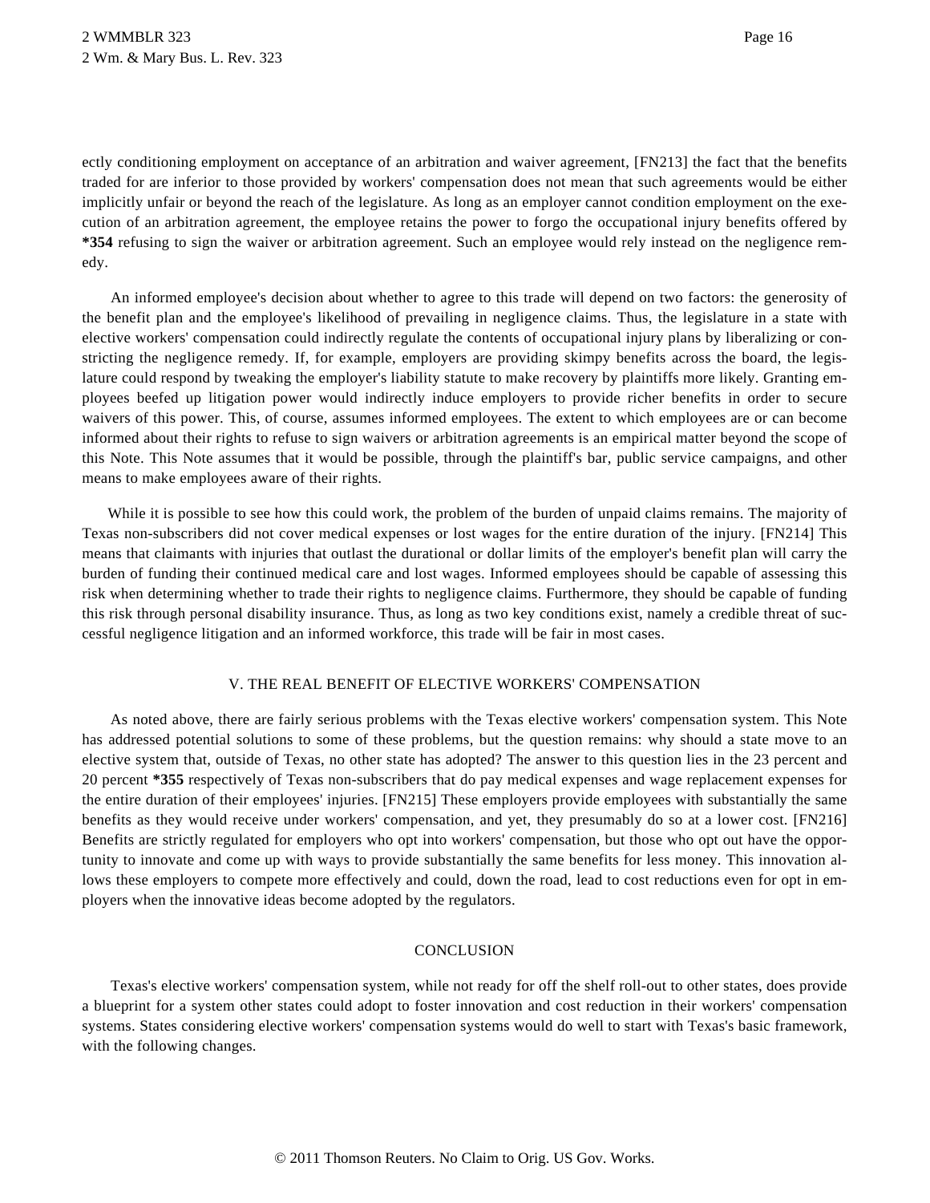ectly conditioning employment on acceptance of an arbitration and waiver agreement, [FN213] the fact that the benefits traded for are inferior to those provided by workers' compensation does not mean that such agreements would be either implicitly unfair or beyond the reach of the legislature. As long as an employer cannot condition employment on the execution of an arbitration agreement, the employee retains the power to forgo the occupational injury benefits offered by **\*354** refusing to sign the waiver or arbitration agreement. Such an employee would rely instead on the negligence remedy.

An informed employee's decision about whether to agree to this trade will depend on two factors: the generosity of the benefit plan and the employee's likelihood of prevailing in negligence claims. Thus, the legislature in a state with elective workers' compensation could indirectly regulate the contents of occupational injury plans by liberalizing or constricting the negligence remedy. If, for example, employers are providing skimpy benefits across the board, the legislature could respond by tweaking the employer's liability statute to make recovery by plaintiffs more likely. Granting employees beefed up litigation power would indirectly induce employers to provide richer benefits in order to secure waivers of this power. This, of course, assumes informed employees. The extent to which employees are or can become informed about their rights to refuse to sign waivers or arbitration agreements is an empirical matter beyond the scope of this Note. This Note assumes that it would be possible, through the plaintiff's bar, public service campaigns, and other means to make employees aware of their rights.

While it is possible to see how this could work, the problem of the burden of unpaid claims remains. The majority of Texas non-subscribers did not cover medical expenses or lost wages for the entire duration of the injury. [FN214] This means that claimants with injuries that outlast the durational or dollar limits of the employer's benefit plan will carry the burden of funding their continued medical care and lost wages. Informed employees should be capable of assessing this risk when determining whether to trade their rights to negligence claims. Furthermore, they should be capable of funding this risk through personal disability insurance. Thus, as long as two key conditions exist, namely a credible threat of successful negligence litigation and an informed workforce, this trade will be fair in most cases.

## V. THE REAL BENEFIT OF ELECTIVE WORKERS' COMPENSATION

As noted above, there are fairly serious problems with the Texas elective workers' compensation system. This Note has addressed potential solutions to some of these problems, but the question remains: why should a state move to an elective system that, outside of Texas, no other state has adopted? The answer to this question lies in the 23 percent and 20 percent **\*355** respectively of Texas non-subscribers that do pay medical expenses and wage replacement expenses for the entire duration of their employees' injuries. [FN215] These employers provide employees with substantially the same benefits as they would receive under workers' compensation, and yet, they presumably do so at a lower cost. [FN216] Benefits are strictly regulated for employers who opt into workers' compensation, but those who opt out have the opportunity to innovate and come up with ways to provide substantially the same benefits for less money. This innovation allows these employers to compete more effectively and could, down the road, lead to cost reductions even for opt in employers when the innovative ideas become adopted by the regulators.

## CONCLUSION

Texas's elective workers' compensation system, while not ready for off the shelf roll-out to other states, does provide a blueprint for a system other states could adopt to foster innovation and cost reduction in their workers' compensation systems. States considering elective workers' compensation systems would do well to start with Texas's basic framework, with the following changes.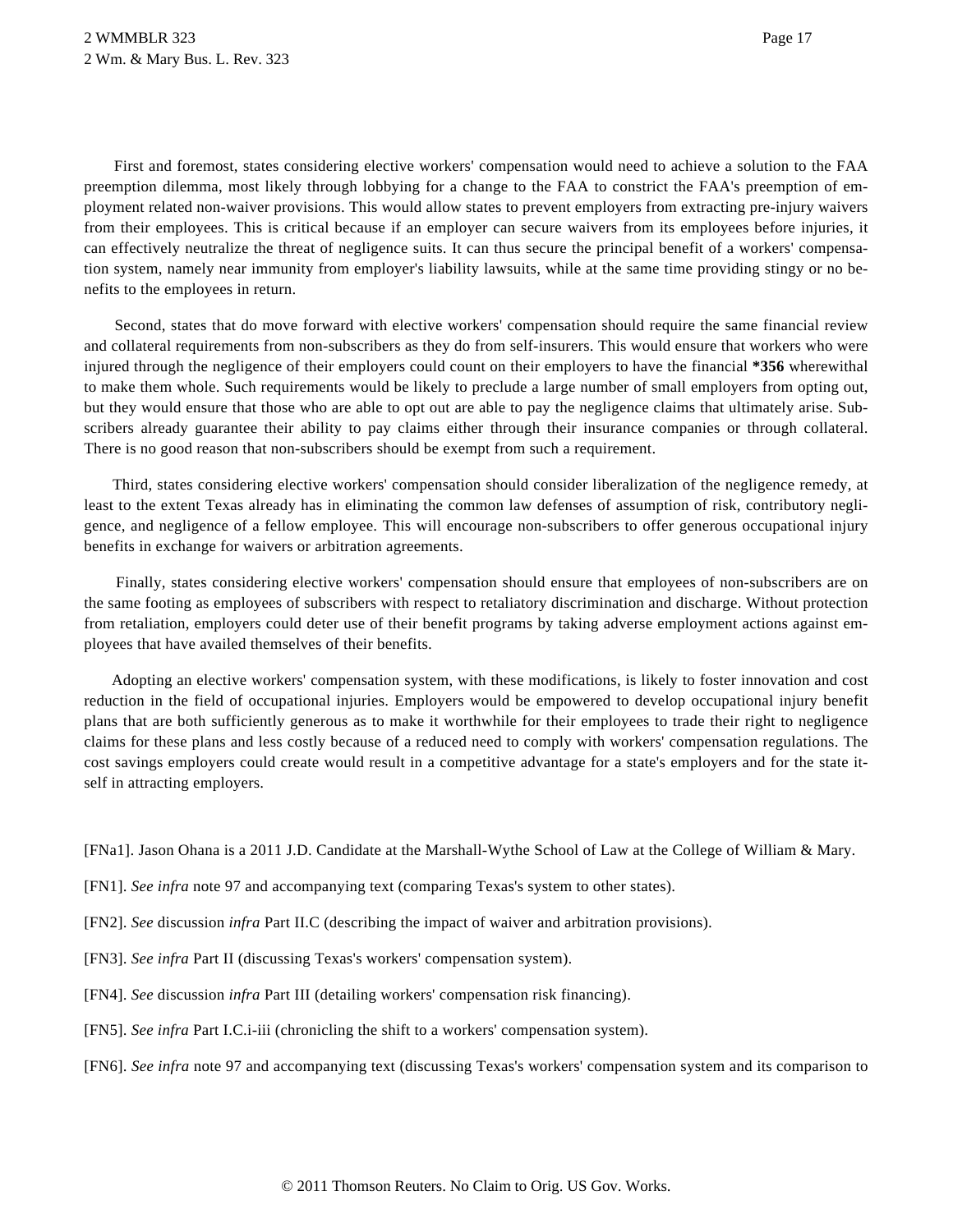First and foremost, states considering elective workers' compensation would need to achieve a solution to the FAA preemption dilemma, most likely through lobbying for a change to the FAA to constrict the FAA's preemption of employment related non-waiver provisions. This would allow states to prevent employers from extracting pre-injury waivers from their employees. This is critical because if an employer can secure waivers from its employees before injuries, it can effectively neutralize the threat of negligence suits. It can thus secure the principal benefit of a workers' compensation system, namely near immunity from employer's liability lawsuits, while at the same time providing stingy or no benefits to the employees in return.

Second, states that do move forward with elective workers' compensation should require the same financial review and collateral requirements from non-subscribers as they do from self-insurers. This would ensure that workers who were injured through the negligence of their employers could count on their employers to have the financial **\*356** wherewithal to make them whole. Such requirements would be likely to preclude a large number of small employers from opting out, but they would ensure that those who are able to opt out are able to pay the negligence claims that ultimately arise. Subscribers already guarantee their ability to pay claims either through their insurance companies or through collateral. There is no good reason that non-subscribers should be exempt from such a requirement.

Third, states considering elective workers' compensation should consider liberalization of the negligence remedy, at least to the extent Texas already has in eliminating the common law defenses of assumption of risk, contributory negligence, and negligence of a fellow employee. This will encourage non-subscribers to offer generous occupational injury benefits in exchange for waivers or arbitration agreements.

Finally, states considering elective workers' compensation should ensure that employees of non-subscribers are on the same footing as employees of subscribers with respect to retaliatory discrimination and discharge. Without protection from retaliation, employers could deter use of their benefit programs by taking adverse employment actions against employees that have availed themselves of their benefits.

Adopting an elective workers' compensation system, with these modifications, is likely to foster innovation and cost reduction in the field of occupational injuries. Employers would be empowered to develop occupational injury benefit plans that are both sufficiently generous as to make it worthwhile for their employees to trade their right to negligence claims for these plans and less costly because of a reduced need to comply with workers' compensation regulations. The cost savings employers could create would result in a competitive advantage for a state's employers and for the state itself in attracting employers.

[FNa1]. Jason Ohana is a 2011 J.D. Candidate at the Marshall-Wythe School of Law at the College of William & Mary.

[FN1]. *See infra* note 97 and accompanying text (comparing Texas's system to other states).

[FN2]. *See* discussion *infra* Part II.C (describing the impact of waiver and arbitration provisions).

[FN3]. *See infra* Part II (discussing Texas's workers' compensation system).

[FN4]. *See* discussion *infra* Part III (detailing workers' compensation risk financing).

[FN5]. *See infra* Part I.C.i-iii (chronicling the shift to a workers' compensation system).

[FN6]. *See infra* note 97 and accompanying text (discussing Texas's workers' compensation system and its comparison to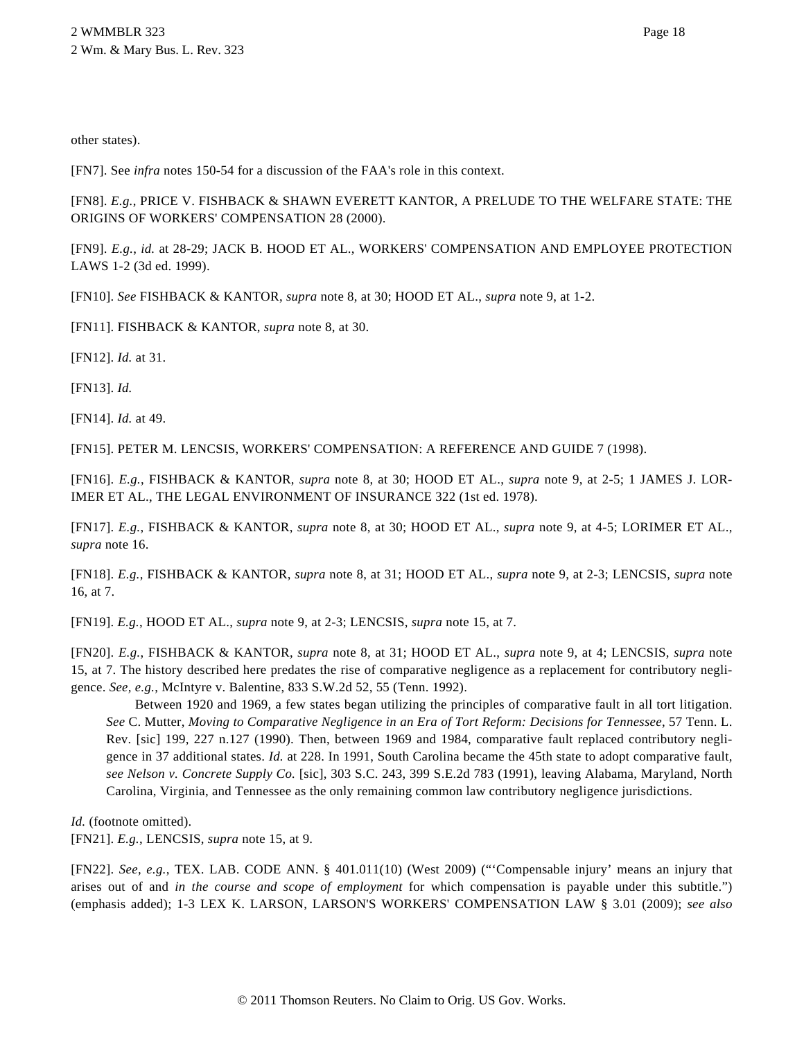other states).

[FN7]. See *infra* notes 150-54 for a discussion of the FAA's role in this context.

[FN8]. *E.g.*, PRICE V. FISHBACK & SHAWN EVERETT KANTOR, A PRELUDE TO THE WELFARE STATE: THE ORIGINS OF WORKERS' COMPENSATION 28 (2000).

[FN9]. *E.g.*, *id.* at 28-29; JACK B. HOOD ET AL., WORKERS' COMPENSATION AND EMPLOYEE PROTECTION LAWS 1-2 (3d ed. 1999).

[FN10]. *See* FISHBACK & KANTOR, *supra* note 8, at 30; HOOD ET AL., *supra* note 9, at 1-2.

[FN11]. FISHBACK & KANTOR, *supra* note 8, at 30.

[FN12]. *Id.* at 31.

[FN13]. *Id.*

[FN14]. *Id.* at 49.

[FN15]. PETER M. LENCSIS, WORKERS' COMPENSATION: A REFERENCE AND GUIDE 7 (1998).

[FN16]. *E.g.*, FISHBACK & KANTOR, *supra* note 8, at 30; HOOD ET AL., *supra* note 9, at 2-5; 1 JAMES J. LORIMER ET AL., THE LEGAL ENVIRONMENT OF INSURANCE 322 (1st ed. 1978).

[FN17]. *E.g.*, FISHBACK & KANTOR, *supra* note 8, at 30; HOOD ET AL., *supra* note 9, at 4-5; LORIMER ET AL., *supra* note 16.

[FN18]. *E.g.*, FISHBACK & KANTOR, *supra* note 8, at 31; HOOD ET AL., *supra* note 9, at 2-3; LENCSIS, *supra* note 16, at 7.

[FN19]. *E.g.*, HOOD ET AL., *supra* note 9, at 2-3; LENCSIS, *supra* note 15, at 7.

[FN20]. *E.g.*, FISHBACK & KANTOR, *supra* note 8, at 31; HOOD ET AL., *supra* note 9, at 4; LENCSIS, *supra* note 15, at 7. The history described here predates the rise of comparative negligence as a replacement for contributory negligence. *See, e.g.*, McIntyre v. Balentine, 833 S.W.2d 52, 55 (Tenn. 1992).

> Between 1920 and 1969, a few states began utilizing the principles of comparative fault in all tort litigation. *See* C. Mutter, *Moving to Comparative Negligence in an Era of Tort Reform: Decisions for Tennessee*, 57 Tenn. L. Rev. [sic] 199, 227 n.127 (1990). Then, between 1969 and 1984, comparative fault replaced contributory negligence in 37 additional states. *Id.* at 228. In 1991, South Carolina became the 45th state to adopt comparative fault, *see Nelson v. Concrete Supply Co.* [sic], 303 S.C. 243, 399 S.E.2d 783 (1991), leaving Alabama, Maryland, North Carolina, Virginia, and Tennessee as the only remaining common law contributory negligence jurisdictions.

*Id.* (footnote omitted).

[FN21]. *E.g.*, LENCSIS, *supra* note 15, at 9.

[FN22]. *See, e.g.*, TEX. LAB. CODE ANN. § 401.011(10) (West 2009) ("'Compensable injury' means an injury that arises out of and *in the course and scope of employment* for which compensation is payable under this subtitle.") (emphasis added); 1-3 LEX K. LARSON, LARSON'S WORKERS' COMPENSATION LAW § 3.01 (2009); *see also*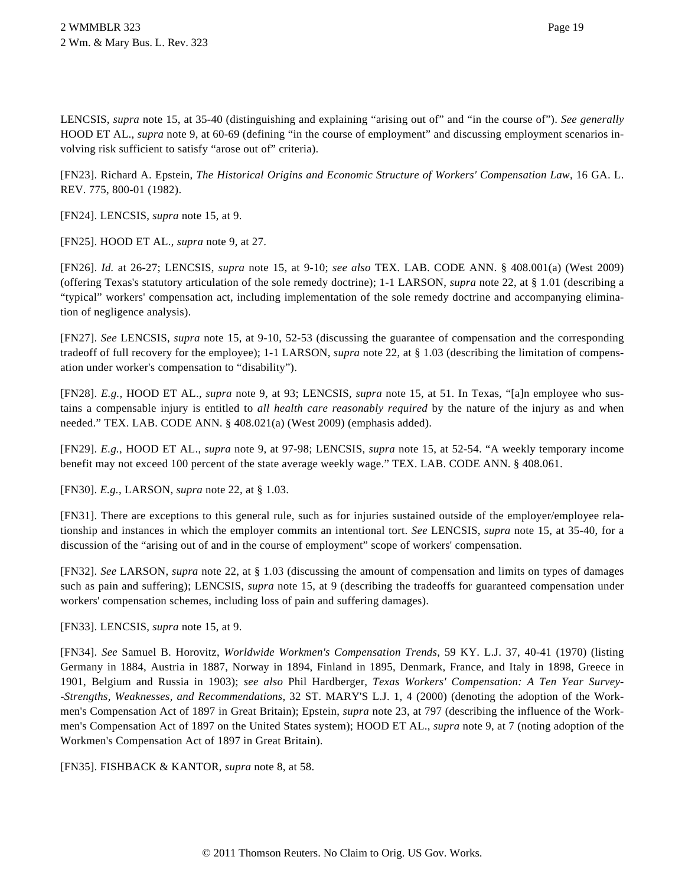LENCSIS, *supra* note 15, at 35-40 (distinguishing and explaining "arising out of" and "in the course of"). *See generally* HOOD ET AL., *supra* note 9, at 60-69 (defining "in the course of employment" and discussing employment scenarios involving risk sufficient to satisfy "arose out of" criteria).

[FN23]. Richard A. Epstein, *The Historical Origins and Economic Structure of Workers' Compensation Law*, 16 GA. L. REV. 775, 800-01 (1982).

[FN24]. LENCSIS, *supra* note 15, at 9.

[FN25]. HOOD ET AL., *supra* note 9, at 27.

[FN26]. *Id.* at 26-27; LENCSIS, *supra* note 15, at 9-10; *see also* TEX. LAB. CODE ANN. § 408.001(a) (West 2009) (offering Texas's statutory articulation of the sole remedy doctrine); 1-1 LARSON, *supra* note 22, at § 1.01 (describing a "typical" workers' compensation act, including implementation of the sole remedy doctrine and accompanying elimination of negligence analysis).

[FN27]. *See* LENCSIS, *supra* note 15, at 9-10, 52-53 (discussing the guarantee of compensation and the corresponding tradeoff of full recovery for the employee); 1-1 LARSON, *supra* note 22, at § 1.03 (describing the limitation of compensation under worker's compensation to "disability").

[FN28]. *E.g.*, HOOD ET AL., *supra* note 9, at 93; LENCSIS, *supra* note 15, at 51. In Texas, "[a]n employee who sustains a compensable injury is entitled to *all health care reasonably required* by the nature of the injury as and when needed." TEX. LAB. CODE ANN. § 408.021(a) (West 2009) (emphasis added).

[FN29]. *E.g.*, HOOD ET AL., *supra* note 9, at 97-98; LENCSIS, *supra* note 15, at 52-54. "A weekly temporary income benefit may not exceed 100 percent of the state average weekly wage." TEX. LAB. CODE ANN. § 408.061.

[FN30]. *E.g.*, LARSON, *supra* note 22, at § 1.03.

[FN31]. There are exceptions to this general rule, such as for injuries sustained outside of the employer/employee relationship and instances in which the employer commits an intentional tort. *See* LENCSIS, *supra* note 15, at 35-40, for a discussion of the "arising out of and in the course of employment" scope of workers' compensation.

[FN32]. *See* LARSON, *supra* note 22, at § 1.03 (discussing the amount of compensation and limits on types of damages such as pain and suffering); LENCSIS, *supra* note 15, at 9 (describing the tradeoffs for guaranteed compensation under workers' compensation schemes, including loss of pain and suffering damages).

[FN33]. LENCSIS, *supra* note 15, at 9.

[FN34]. *See* Samuel B. Horovitz, *Worldwide Workmen's Compensation Trends*, 59 KY. L.J. 37, 40-41 (1970) (listing Germany in 1884, Austria in 1887, Norway in 1894, Finland in 1895, Denmark, France, and Italy in 1898, Greece in 1901, Belgium and Russia in 1903); *see also* Phil Hardberger, *Texas Workers' Compensation: A Ten Year Survey--Strengths, Weaknesses, and Recommendations*, 32 ST. MARY'S L.J. 1, 4 (2000) (denoting the adoption of the Workmen's Compensation Act of 1897 in Great Britain); Epstein, *supra* note 23, at 797 (describing the influence of the Workmen's Compensation Act of 1897 on the United States system); HOOD ET AL., *supra* note 9, at 7 (noting adoption of the Workmen's Compensation Act of 1897 in Great Britain).

[FN35]. FISHBACK & KANTOR, *supra* note 8, at 58.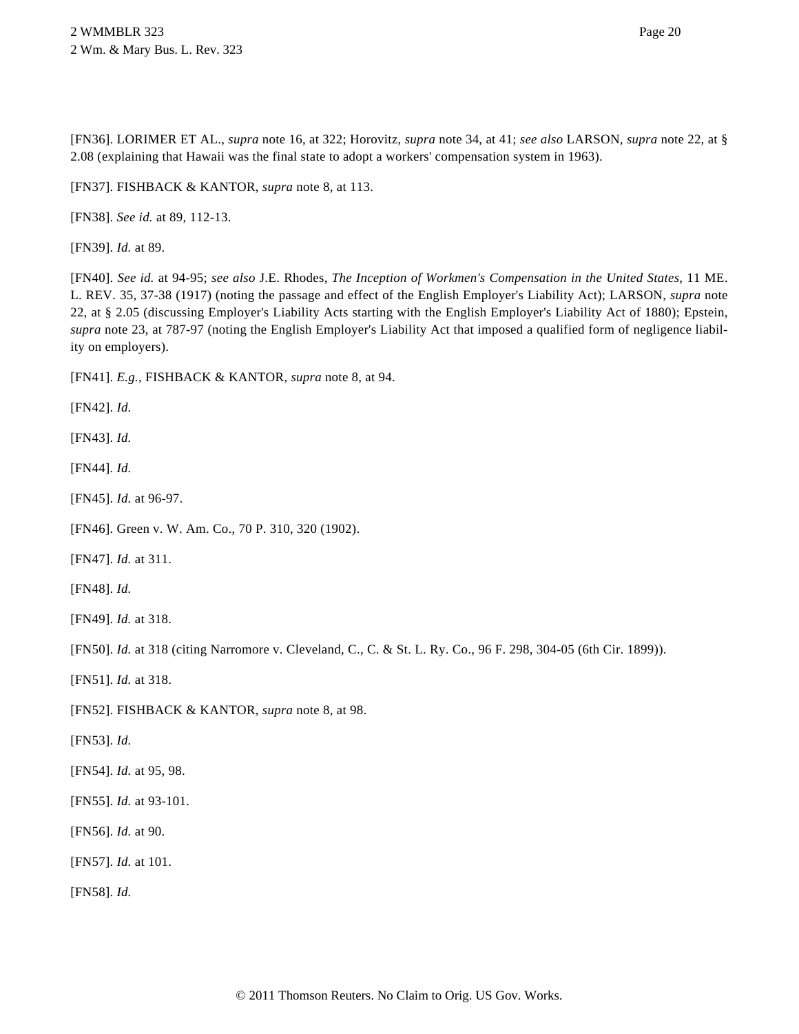[FN36]. LORIMER ET AL., *supra* note 16, at 322; Horovitz, *supra* note 34, at 41; *see also* LARSON, *supra* note 22, at § 2.08 (explaining that Hawaii was the final state to adopt a workers' compensation system in 1963).

[FN37]. FISHBACK & KANTOR, *supra* note 8, at 113.

[FN38]. *See id.* at 89, 112-13.

[FN39]. *Id.* at 89.

[FN40]. *See id.* at 94-95; *see also* J.E. Rhodes, *The Inception of Workmen's Compensation in the United States*, 11 ME. L. REV. 35, 37-38 (1917) (noting the passage and effect of the English Employer's Liability Act); LARSON, *supra* note 22, at § 2.05 (discussing Employer's Liability Acts starting with the English Employer's Liability Act of 1880); Epstein, *supra* note 23, at 787-97 (noting the English Employer's Liability Act that imposed a qualified form of negligence liability on employers).

[FN41]. *E.g.*, FISHBACK & KANTOR, *supra* note 8, at 94.

[FN42]. *Id.*

[FN43]. *Id.*

[FN44]. *Id.*

[FN45]. *Id.* at 96-97.

[FN46]. Green v. W. Am. Co., 70 P. 310, 320 (1902).

[FN47]. *Id.* at 311.

[FN48]. *Id.*

[FN49]. *Id.* at 318.

[FN50]. *Id.* at 318 (citing Narromore v. Cleveland, C., C. & St. L. Ry. Co., 96 F. 298, 304-05 (6th Cir. 1899)).

[FN51]. *Id.* at 318.

[FN52]. FISHBACK & KANTOR, *supra* note 8, at 98.

[FN53]. *Id.*

[FN54]. *Id.* at 95, 98.

[FN55]. *Id.* at 93-101.

[FN56]. *Id.* at 90.

[FN57]. *Id.* at 101.

[FN58]. *Id.*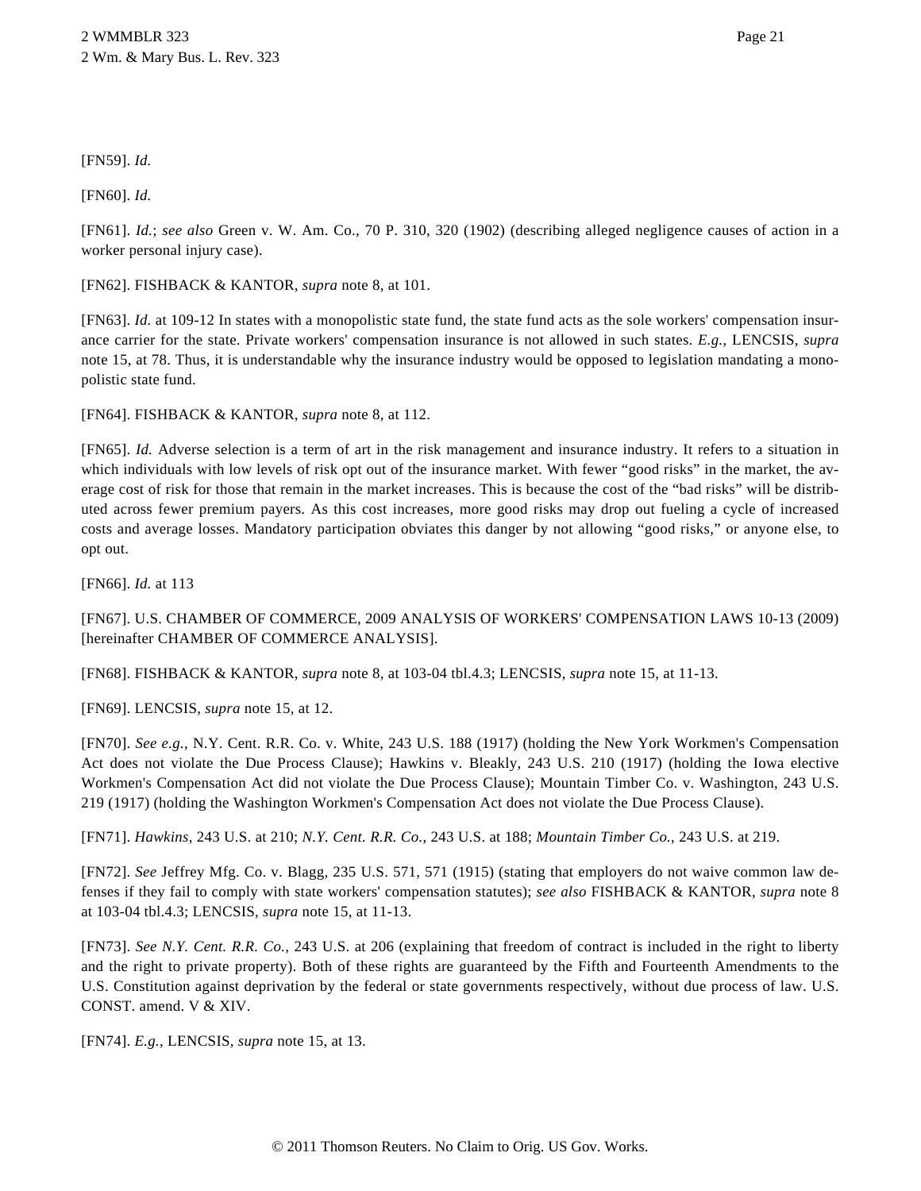[FN59]. *Id.*

[FN60]. *Id.*

[FN61]. *Id.*; *see also* Green v. W. Am. Co., 70 P. 310, 320 (1902) (describing alleged negligence causes of action in a worker personal injury case).

[FN62]. FISHBACK & KANTOR, *supra* note 8, at 101.

[FN63]. *Id.* at 109-12 In states with a monopolistic state fund, the state fund acts as the sole workers' compensation insurance carrier for the state. Private workers' compensation insurance is not allowed in such states. *E.g.*, LENCSIS, *supra* note 15, at 78. Thus, it is understandable why the insurance industry would be opposed to legislation mandating a monopolistic state fund.

[FN64]. FISHBACK & KANTOR, *supra* note 8, at 112.

[FN65]. *Id.* Adverse selection is a term of art in the risk management and insurance industry. It refers to a situation in which individuals with low levels of risk opt out of the insurance market. With fewer "good risks" in the market, the average cost of risk for those that remain in the market increases. This is because the cost of the "bad risks" will be distributed across fewer premium payers. As this cost increases, more good risks may drop out fueling a cycle of increased costs and average losses. Mandatory participation obviates this danger by not allowing "good risks," or anyone else, to opt out.

[FN66]. *Id.* at 113

[FN67]. U.S. CHAMBER OF COMMERCE, 2009 ANALYSIS OF WORKERS' COMPENSATION LAWS 10-13 (2009) [hereinafter CHAMBER OF COMMERCE ANALYSIS].

[FN68]. FISHBACK & KANTOR, *supra* note 8, at 103-04 tbl.4.3; LENCSIS, *supra* note 15, at 11-13.

[FN69]. LENCSIS, *supra* note 15, at 12.

[FN70]. *See e.g.*, N.Y. Cent. R.R. Co. v. White, 243 U.S. 188 (1917) (holding the New York Workmen's Compensation Act does not violate the Due Process Clause); Hawkins v. Bleakly, 243 U.S. 210 (1917) (holding the Iowa elective Workmen's Compensation Act did not violate the Due Process Clause); Mountain Timber Co. v. Washington, 243 U.S. 219 (1917) (holding the Washington Workmen's Compensation Act does not violate the Due Process Clause).

[FN71]. *Hawkins*, 243 U.S. at 210; *N.Y. Cent. R.R. Co.*, 243 U.S. at 188; *Mountain Timber Co.*, 243 U.S. at 219.

[FN72]. *See* Jeffrey Mfg. Co. v. Blagg, 235 U.S. 571, 571 (1915) (stating that employers do not waive common law defenses if they fail to comply with state workers' compensation statutes); *see also* FISHBACK & KANTOR, *supra* note 8 at 103-04 tbl.4.3; LENCSIS, *supra* note 15, at 11-13.

[FN73]. *See N.Y. Cent. R.R. Co.*, 243 U.S. at 206 (explaining that freedom of contract is included in the right to liberty and the right to private property). Both of these rights are guaranteed by the Fifth and Fourteenth Amendments to the U.S. Constitution against deprivation by the federal or state governments respectively, without due process of law. U.S. CONST. amend. V & XIV.

[FN74]. *E.g.*, LENCSIS, *supra* note 15, at 13.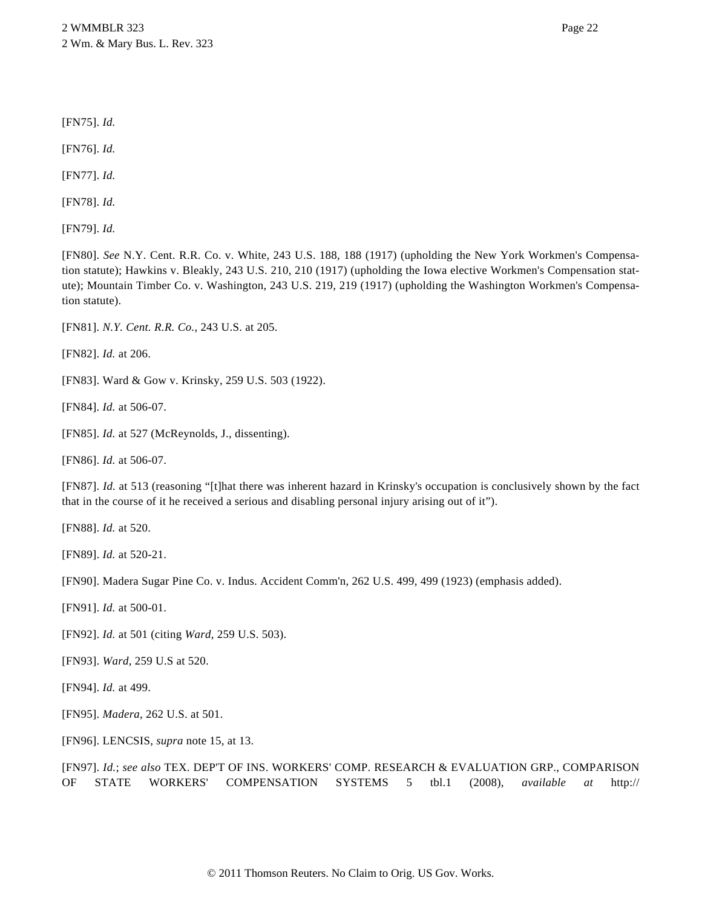[FN75]. *Id.*

[FN76]. *Id.*

[FN77]. *Id.*

[FN78]. *Id.*

[FN79]. *Id.*

[FN80]. *See* N.Y. Cent. R.R. Co. v. White, 243 U.S. 188, 188 (1917) (upholding the New York Workmen's Compensation statute); Hawkins v. Bleakly, 243 U.S. 210, 210 (1917) (upholding the Iowa elective Workmen's Compensation statute); Mountain Timber Co. v. Washington, 243 U.S. 219, 219 (1917) (upholding the Washington Workmen's Compensation statute).

[FN81]. *N.Y. Cent. R.R. Co.*, 243 U.S. at 205.

[FN82]. *Id.* at 206.

[FN83]. Ward & Gow v. Krinsky, 259 U.S. 503 (1922).

[FN84]. *Id.* at 506-07.

[FN85]. *Id.* at 527 (McReynolds, J., dissenting).

[FN86]. *Id.* at 506-07.

[FN87]. *Id.* at 513 (reasoning "[t]hat there was inherent hazard in Krinsky's occupation is conclusively shown by the fact that in the course of it he received a serious and disabling personal injury arising out of it").

[FN88]. *Id.* at 520.

[FN89]. *Id.* at 520-21.

[FN90]. Madera Sugar Pine Co. v. Indus. Accident Comm'n, 262 U.S. 499, 499 (1923) (emphasis added).

[FN91]. *Id.* at 500-01.

[FN92]. *Id.* at 501 (citing *Ward*, 259 U.S. 503).

[FN93]. *Ward*, 259 U.S at 520.

[FN94]. *Id.* at 499.

[FN95]. *Madera*, 262 U.S. at 501.

[FN96]. LENCSIS, *supra* note 15, at 13.

[FN97]. *Id.*; *see also* TEX. DEP'T OF INS. WORKERS' COMP. RESEARCH & EVALUATION GRP., COMPARISON OF STATE WORKERS' COMPENSATION SYSTEMS 5 tbl.1 (2008), *available at* http://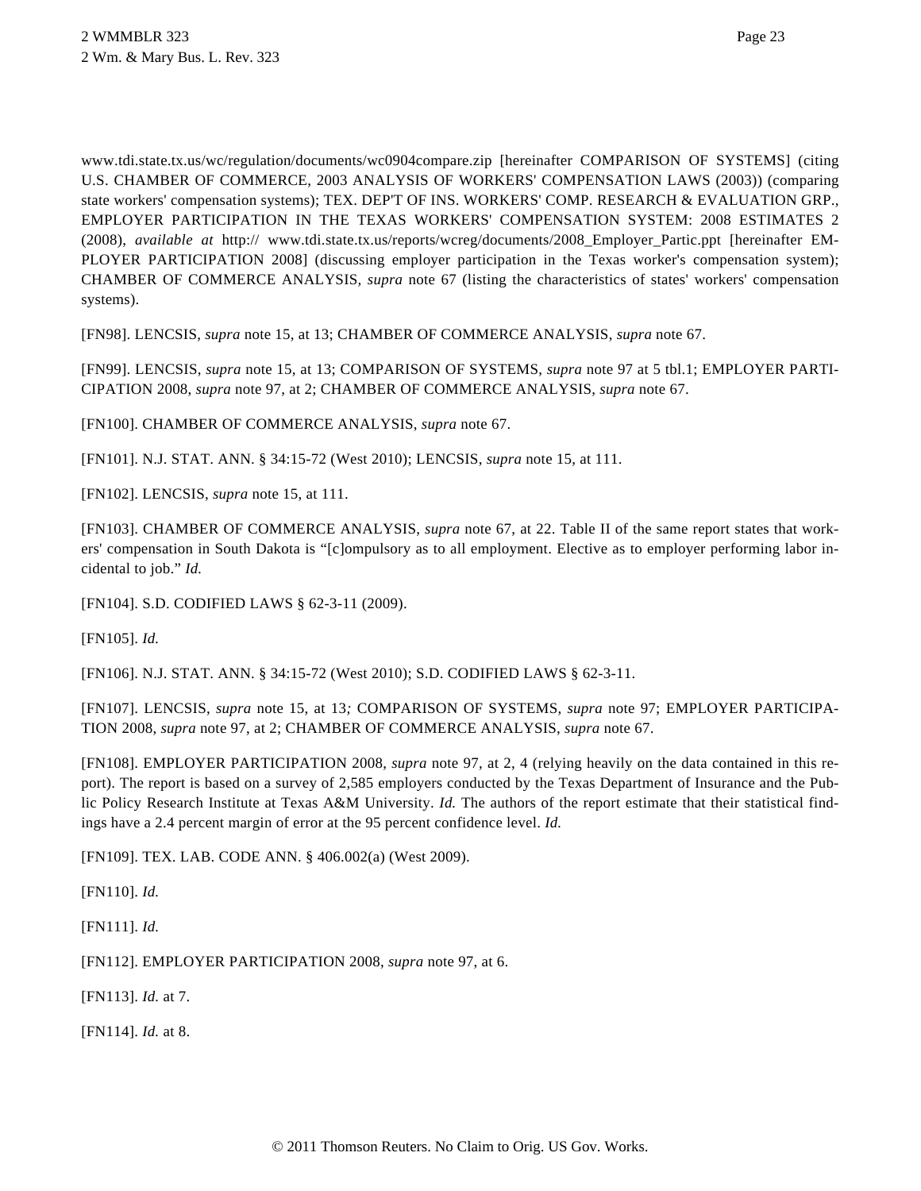www.tdi.state.tx.us/wc/regulation/documents/wc0904compare.zip [hereinafter COMPARISON OF SYSTEMS] (citing U.S. CHAMBER OF COMMERCE, 2003 ANALYSIS OF WORKERS' COMPENSATION LAWS (2003)) (comparing state workers' compensation systems); TEX. DEP'T OF INS. WORKERS' COMP. RESEARCH & EVALUATION GRP., EMPLOYER PARTICIPATION IN THE TEXAS WORKERS' COMPENSATION SYSTEM: 2008 ESTIMATES 2 (2008), *available at* http:// www.tdi.state.tx.us/reports/wcreg/documents/2008_Employer_Partic.ppt [hereinafter EMPLOYER PARTICIPATION 2008] (discussing employer participation in the Texas worker's compensation system); CHAMBER OF COMMERCE ANALYSIS, *supra* note 67 (listing the characteristics of states' workers' compensation systems).

[FN98]. LENCSIS, *supra* note 15, at 13; CHAMBER OF COMMERCE ANALYSIS, *supra* note 67.

[FN99]. LENCSIS, *supra* note 15, at 13; COMPARISON OF SYSTEMS, *supra* note 97 at 5 tbl.1; EMPLOYER PARTICIPATION 2008, *supra* note 97, at 2; CHAMBER OF COMMERCE ANALYSIS, *supra* note 67.

[FN100]. CHAMBER OF COMMERCE ANALYSIS, *supra* note 67.

[FN101]. N.J. STAT. ANN. § 34:15-72 (West 2010); LENCSIS, *supra* note 15, at 111.

[FN102]. LENCSIS, *supra* note 15, at 111.

[FN103]. CHAMBER OF COMMERCE ANALYSIS, *supra* note 67, at 22. Table II of the same report states that workers' compensation in South Dakota is "[c]ompulsory as to all employment. Elective as to employer performing labor incidental to job." *Id.*

[FN104]. S.D. CODIFIED LAWS § 62-3-11 (2009).

[FN105]. *Id.*

[FN106]. N.J. STAT. ANN. § 34:15-72 (West 2010); S.D. CODIFIED LAWS § 62-3-11.

[FN107]. LENCSIS, *supra* note 15, at 13; COMPARISON OF SYSTEMS, *supra* note 97; EMPLOYER PARTICIPATION 2008, *supra* note 97, at 2; CHAMBER OF COMMERCE ANALYSIS, *supra* note 67.

[FN108]. EMPLOYER PARTICIPATION 2008, *supra* note 97, at 2, 4 (relying heavily on the data contained in this report). The report is based on a survey of 2,585 employers conducted by the Texas Department of Insurance and the Public Policy Research Institute at Texas A&M University. *Id.* The authors of the report estimate that their statistical findings have a 2.4 percent margin of error at the 95 percent confidence level. *Id.*

[FN109]. TEX. LAB. CODE ANN. § 406.002(a) (West 2009).

[FN110]. *Id.*

[FN111]. *Id.*

[FN112]. EMPLOYER PARTICIPATION 2008, *supra* note 97, at 6.

[FN113]. *Id.* at 7.

[FN114]. *Id.* at 8.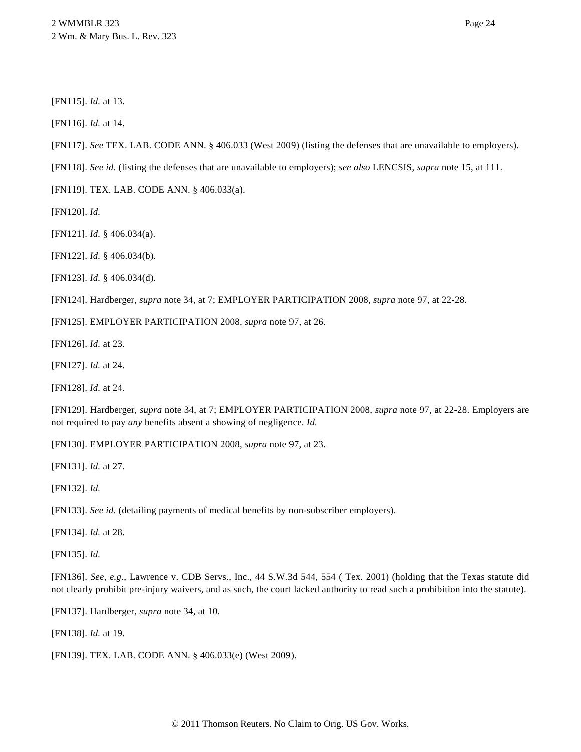[FN115]. *Id.* at 13.

[FN116]. *Id.* at 14.

[FN117]. *See* TEX. LAB. CODE ANN. § 406.033 (West 2009) (listing the defenses that are unavailable to employers).

[FN118]. *See id.* (listing the defenses that are unavailable to employers); *see also* LENCSIS, *supra* note 15, at 111.

[FN119]. TEX. LAB. CODE ANN. § 406.033(a).

[FN120]. *Id.*

[FN121]. *Id.* § 406.034(a).

[FN122]. *Id.* § 406.034(b).

[FN123]. *Id.* § 406.034(d).

[FN124]. Hardberger, *supra* note 34, at 7; EMPLOYER PARTICIPATION 2008, *supra* note 97, at 22-28.

[FN125]. EMPLOYER PARTICIPATION 2008, *supra* note 97, at 26.

[FN126]. *Id.* at 23.

[FN127]. *Id.* at 24.

[FN128]. *Id.* at 24.

[FN129]. Hardberger, *supra* note 34, at 7; EMPLOYER PARTICIPATION 2008, *supra* note 97, at 22-28. Employers are not required to pay *any* benefits absent a showing of negligence. *Id.*

[FN130]. EMPLOYER PARTICIPATION 2008, *supra* note 97, at 23.

[FN131]. *Id.* at 27.

[FN132]. *Id.*

[FN133]. *See id.* (detailing payments of medical benefits by non-subscriber employers).

[FN134]. *Id.* at 28.

[FN135]. *Id.*

[FN136]. *See, e.g.*, Lawrence v. CDB Servs., Inc., 44 S.W.3d 544, 554 ( Tex. 2001) (holding that the Texas statute did not clearly prohibit pre-injury waivers, and as such, the court lacked authority to read such a prohibition into the statute).

[FN137]. Hardberger, *supra* note 34, at 10.

[FN138]. *Id.* at 19.

[FN139]. TEX. LAB. CODE ANN. § 406.033(e) (West 2009).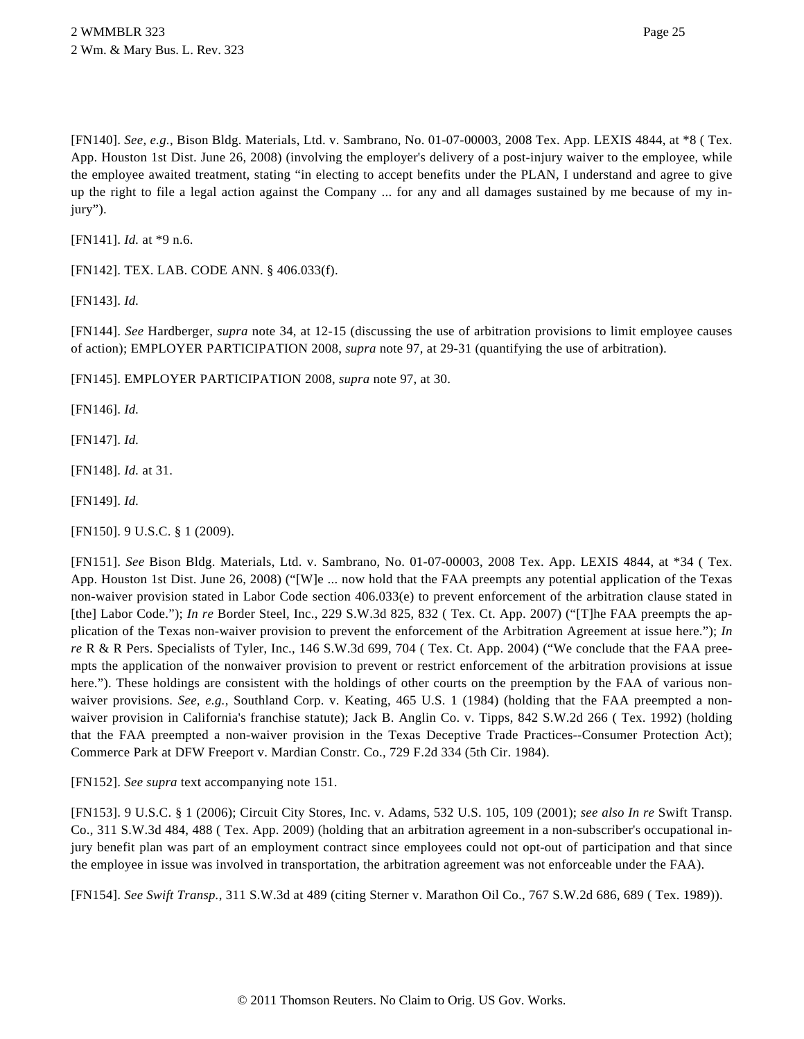[FN140]. *See, e.g.,* Bison Bldg. Materials, Ltd. v. Sambrano, No. 01-07-00003, 2008 Tex. App. LEXIS 4844, at *8 ( Tex. App. Houston 1st Dist. June 26, 2008) (involving the employer's delivery of a post-injury waiver to the employee, while the employee awaited treatment, stating "in electing to accept benefits under the PLAN, I understand and agree to give up the right to file a legal action against the Company ... for any and all damages sustained by me because of my injury").

[FN141]. *Id.* at *9 n.6.

[FN142]. TEX. LAB. CODE ANN. § 406.033(f).

[FN143]. *Id.*

[FN144]. *See* Hardberger, *supra* note 34, at 12-15 (discussing the use of arbitration provisions to limit employee causes of action); EMPLOYER PARTICIPATION 2008, *supra* note 97, at 29-31 (quantifying the use of arbitration).

[FN145]. EMPLOYER PARTICIPATION 2008, *supra* note 97, at 30.

[FN146]. *Id.*

[FN147]. *Id.*

[FN148]. *Id.* at 31.

[FN149]. *Id.*

[FN150]. 9 U.S.C. § 1 (2009).

[FN151]. *See* Bison Bldg. Materials, Ltd. v. Sambrano, No. 01-07-00003, 2008 Tex. App. LEXIS 4844, at *34 ( Tex. App. Houston 1st Dist. June 26, 2008) ("[W]e ... now hold that the FAA preempts any potential application of the Texas non-waiver provision stated in Labor Code section 406.033(e) to prevent enforcement of the arbitration clause stated in [the] Labor Code."); *In re* Border Steel, Inc., 229 S.W.3d 825, 832 ( Tex. Ct. App. 2007) ("[T]he FAA preempts the application of the Texas non-waiver provision to prevent the enforcement of the Arbitration Agreement at issue here."); *In re* R & R Pers. Specialists of Tyler, Inc., 146 S.W.3d 699, 704 ( Tex. Ct. App. 2004) ("We conclude that the FAA preempts the application of the nonwaiver provision to prevent or restrict enforcement of the arbitration provisions at issue here."). These holdings are consistent with the holdings of other courts on the preemption by the FAA of various non-waiver provisions. *See, e.g.*, Southland Corp. v. Keating, 465 U.S. 1 (1984) (holding that the FAA preempted a non-waiver provision in California's franchise statute); Jack B. Anglin Co. v. Tipps, 842 S.W.2d 266 ( Tex. 1992) (holding that the FAA preempted a non-waiver provision in the Texas Deceptive Trade Practices--Consumer Protection Act); Commerce Park at DFW Freeport v. Mardian Constr. Co., 729 F.2d 334 (5th Cir. 1984).

[FN152]. *See supra* text accompanying note 151.

[FN153]. 9 U.S.C. § 1 (2006); Circuit City Stores, Inc. v. Adams, 532 U.S. 105, 109 (2001); *see also In re* Swift Transp. Co., 311 S.W.3d 484, 488 ( Tex. App. 2009) (holding that an arbitration agreement in a non-subscriber's occupational injury benefit plan was part of an employment contract since employees could not opt-out of participation and that since the employee in issue was involved in transportation, the arbitration agreement was not enforceable under the FAA).

[FN154]. *See Swift Transp.*, 311 S.W.3d at 489 (citing Sterner v. Marathon Oil Co., 767 S.W.2d 686, 689 ( Tex. 1989)).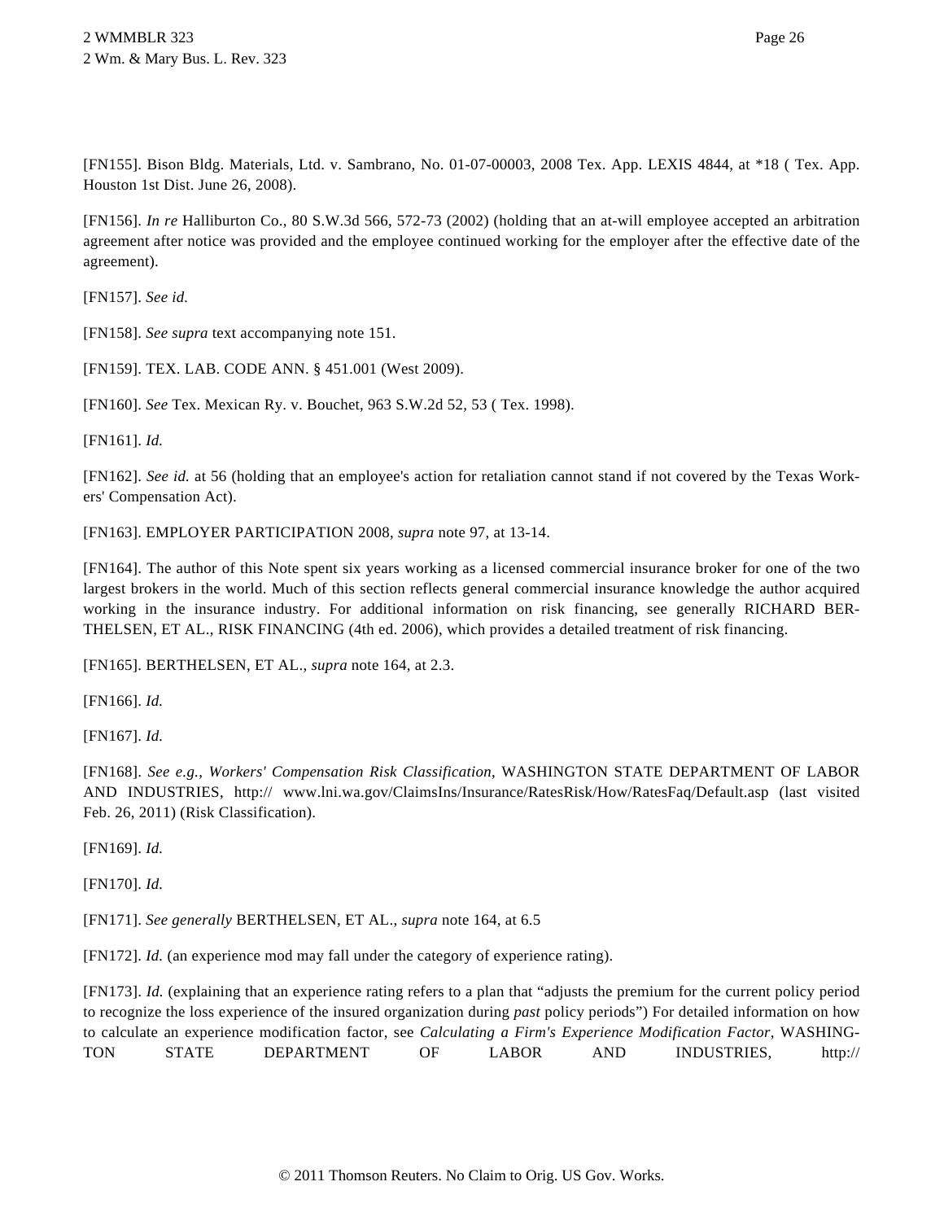[FN155]. Bison Bldg. Materials, Ltd. v. Sambrano, No. 01-07-00003, 2008 Tex. App. LEXIS 4844, at *18 ( Tex. App. Houston 1st Dist. June 26, 2008).

[FN156]. *In re* Halliburton Co., 80 S.W.3d 566, 572-73 (2002) (holding that an at-will employee accepted an arbitration agreement after notice was provided and the employee continued working for the employer after the effective date of the agreement).

[FN157]. *See id.*

[FN158]. *See supra* text accompanying note 151.

[FN159]. TEX. LAB. CODE ANN. § 451.001 (West 2009).

[FN160]. *See* Tex. Mexican Ry. v. Bouchet, 963 S.W.2d 52, 53 ( Tex. 1998).

[FN161]. *Id.*

[FN162]. *See id.* at 56 (holding that an employee's action for retaliation cannot stand if not covered by the Texas Workers' Compensation Act).

[FN163]. EMPLOYER PARTICIPATION 2008, *supra* note 97, at 13-14.

[FN164]. The author of this Note spent six years working as a licensed commercial insurance broker for one of the two largest brokers in the world. Much of this section reflects general commercial insurance knowledge the author acquired working in the insurance industry. For additional information on risk financing, see generally RICHARD BERTHELSEN, ET AL., RISK FINANCING (4th ed. 2006), which provides a detailed treatment of risk financing.

[FN165]. BERTHELSEN, ET AL., *supra* note 164, at 2.3.

[FN166]. *Id.*

[FN167]. *Id.*

[FN168]. *See e.g.*, *Workers' Compensation Risk Classification*, WASHINGTON STATE DEPARTMENT OF LABOR AND INDUSTRIES, http:// www.lni.wa.gov/ClaimsIns/Insurance/RatesRisk/How/RatesFaq/Default.asp (last visited Feb. 26, 2011) (Risk Classification).

[FN169]. *Id.*

[FN170]. *Id.*

[FN171]. *See generally* BERTHELSEN, ET AL., *supra* note 164, at 6.5

[FN172]. *Id.* (an experience mod may fall under the category of experience rating).

[FN173]. *Id.* (explaining that an experience rating refers to a plan that "adjusts the premium for the current policy period to recognize the loss experience of the insured organization during *past* policy periods") For detailed information on how to calculate an experience modification factor, see *Calculating a Firm's Experience Modification Factor*, WASHINGTON STATE DEPARTMENT OF LABOR AND INDUSTRIES, http://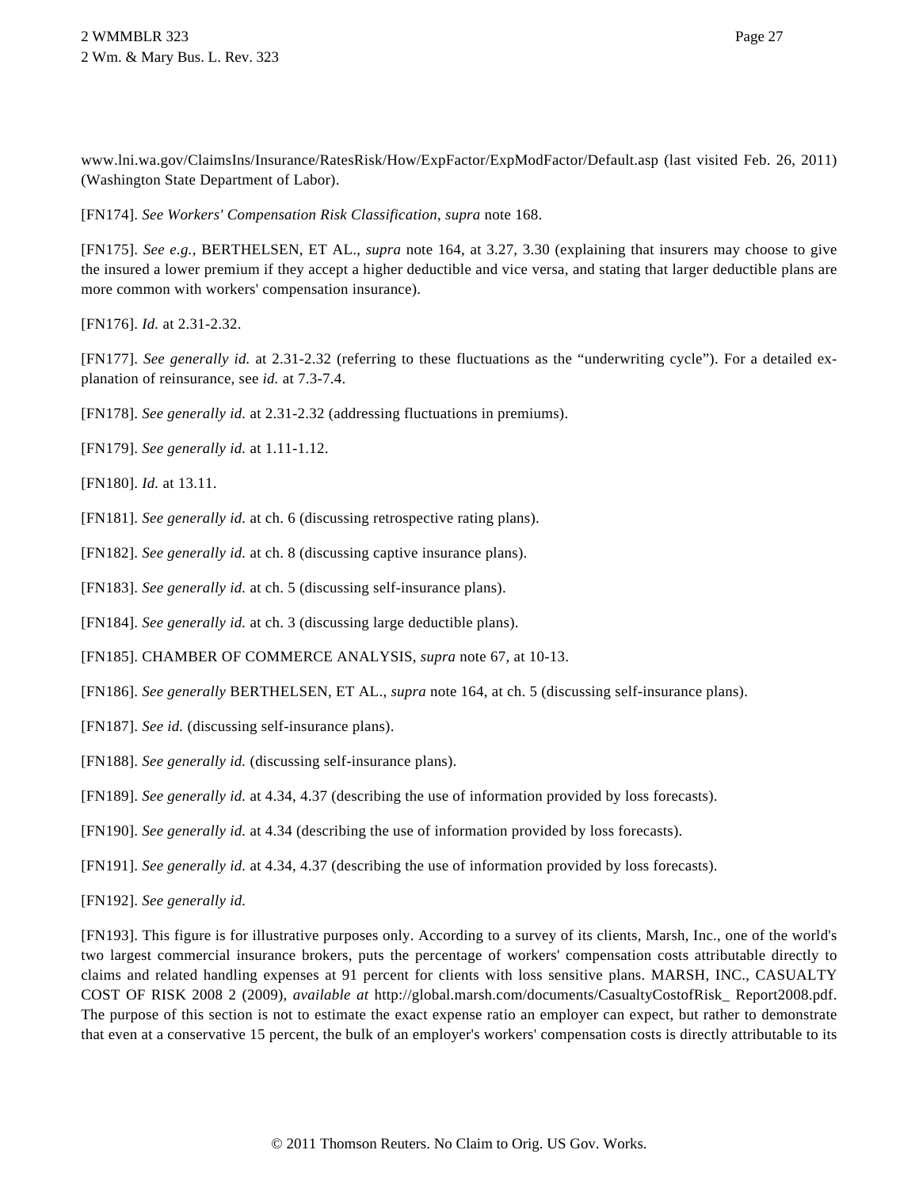www.lni.wa.gov/ClaimsIns/Insurance/RatesRisk/How/ExpFactor/ExpModFactor/Default.asp (last visited Feb. 26, 2011) (Washington State Department of Labor).

[FN174]. *See Workers' Compensation Risk Classification*, *supra* note 168.

[FN175]. *See e.g.,* BERTHELSEN, ET AL., *supra* note 164, at 3.27, 3.30 (explaining that insurers may choose to give the insured a lower premium if they accept a higher deductible and vice versa, and stating that larger deductible plans are more common with workers' compensation insurance).

[FN176]. *Id.* at 2.31-2.32.

[FN177]. *See generally id.* at 2.31-2.32 (referring to these fluctuations as the "underwriting cycle"). For a detailed explanation of reinsurance, see *id.* at 7.3-7.4.

[FN178]. *See generally id.* at 2.31-2.32 (addressing fluctuations in premiums).

[FN179]. *See generally id.* at 1.11-1.12.

[FN180]. *Id.* at 13.11.

[FN181]. *See generally id.* at ch. 6 (discussing retrospective rating plans).

[FN182]. *See generally id.* at ch. 8 (discussing captive insurance plans).

[FN183]. *See generally id.* at ch. 5 (discussing self-insurance plans).

[FN184]. *See generally id.* at ch. 3 (discussing large deductible plans).

[FN185]. CHAMBER OF COMMERCE ANALYSIS, *supra* note 67, at 10-13.

[FN186]. *See generally* BERTHELSEN, ET AL., *supra* note 164, at ch. 5 (discussing self-insurance plans).

[FN187]. *See id.* (discussing self-insurance plans).

[FN188]. *See generally id.* (discussing self-insurance plans).

[FN189]. *See generally id.* at 4.34, 4.37 (describing the use of information provided by loss forecasts).

[FN190]. *See generally id.* at 4.34 (describing the use of information provided by loss forecasts).

[FN191]. *See generally id.* at 4.34, 4.37 (describing the use of information provided by loss forecasts).

[FN192]. *See generally id.*

[FN193]. This figure is for illustrative purposes only. According to a survey of its clients, Marsh, Inc., one of the world's two largest commercial insurance brokers, puts the percentage of workers' compensation costs attributable directly to claims and related handling expenses at 91 percent for clients with loss sensitive plans. MARSH, INC., CASUALTY COST OF RISK 2008 2 (2009), *available at* http://global.marsh.com/documents/CasualtyCostofRisk_ Report2008.pdf. The purpose of this section is not to estimate the exact expense ratio an employer can expect, but rather to demonstrate that even at a conservative 15 percent, the bulk of an employer's workers' compensation costs is directly attributable to its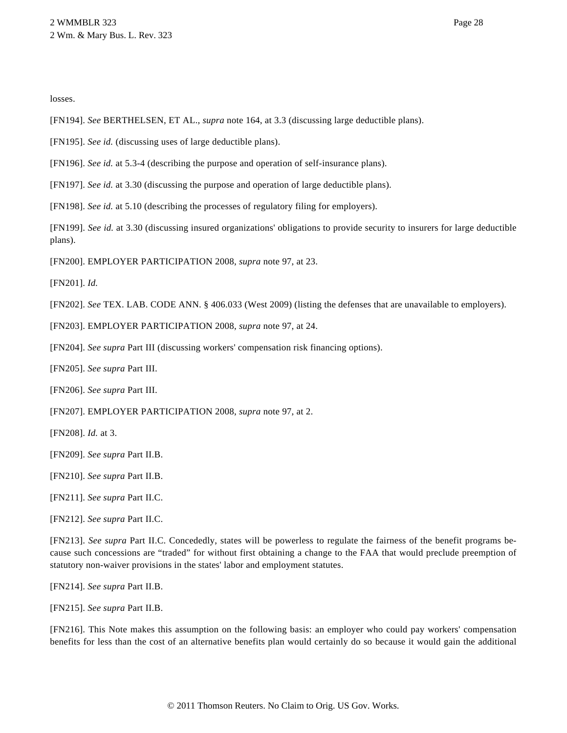losses.

[FN194]. *See* BERTHELSEN, ET AL., *supra* note 164, at 3.3 (discussing large deductible plans).

[FN195]. *See id.* (discussing uses of large deductible plans).

[FN196]. *See id.* at 5.3-4 (describing the purpose and operation of self-insurance plans).

[FN197]. *See id.* at 3.30 (discussing the purpose and operation of large deductible plans).

[FN198]. *See id.* at 5.10 (describing the processes of regulatory filing for employers).

[FN199]. *See id.* at 3.30 (discussing insured organizations' obligations to provide security to insurers for large deductible plans).

[FN200]. EMPLOYER PARTICIPATION 2008, *supra* note 97, at 23.

[FN201]. *Id.*

[FN202]. *See* TEX. LAB. CODE ANN. § 406.033 (West 2009) (listing the defenses that are unavailable to employers).

[FN203]. EMPLOYER PARTICIPATION 2008, *supra* note 97, at 24.

[FN204]. *See supra* Part III (discussing workers' compensation risk financing options).

[FN205]. *See supra* Part III.

[FN206]. *See supra* Part III.

[FN207]. EMPLOYER PARTICIPATION 2008, *supra* note 97, at 2.

[FN208]. *Id.* at 3.

[FN209]. *See supra* Part II.B.

[FN210]. *See supra* Part II.B.

[FN211]. *See supra* Part II.C.

[FN212]. *See supra* Part II.C.

[FN213]. *See supra* Part II.C. Concededly, states will be powerless to regulate the fairness of the benefit programs because such concessions are "traded" for without first obtaining a change to the FAA that would preclude preemption of statutory non-waiver provisions in the states' labor and employment statutes.

[FN214]. *See supra* Part II.B.

[FN215]. *See supra* Part II.B.

[FN216]. This Note makes this assumption on the following basis: an employer who could pay workers' compensation benefits for less than the cost of an alternative benefits plan would certainly do so because it would gain the additional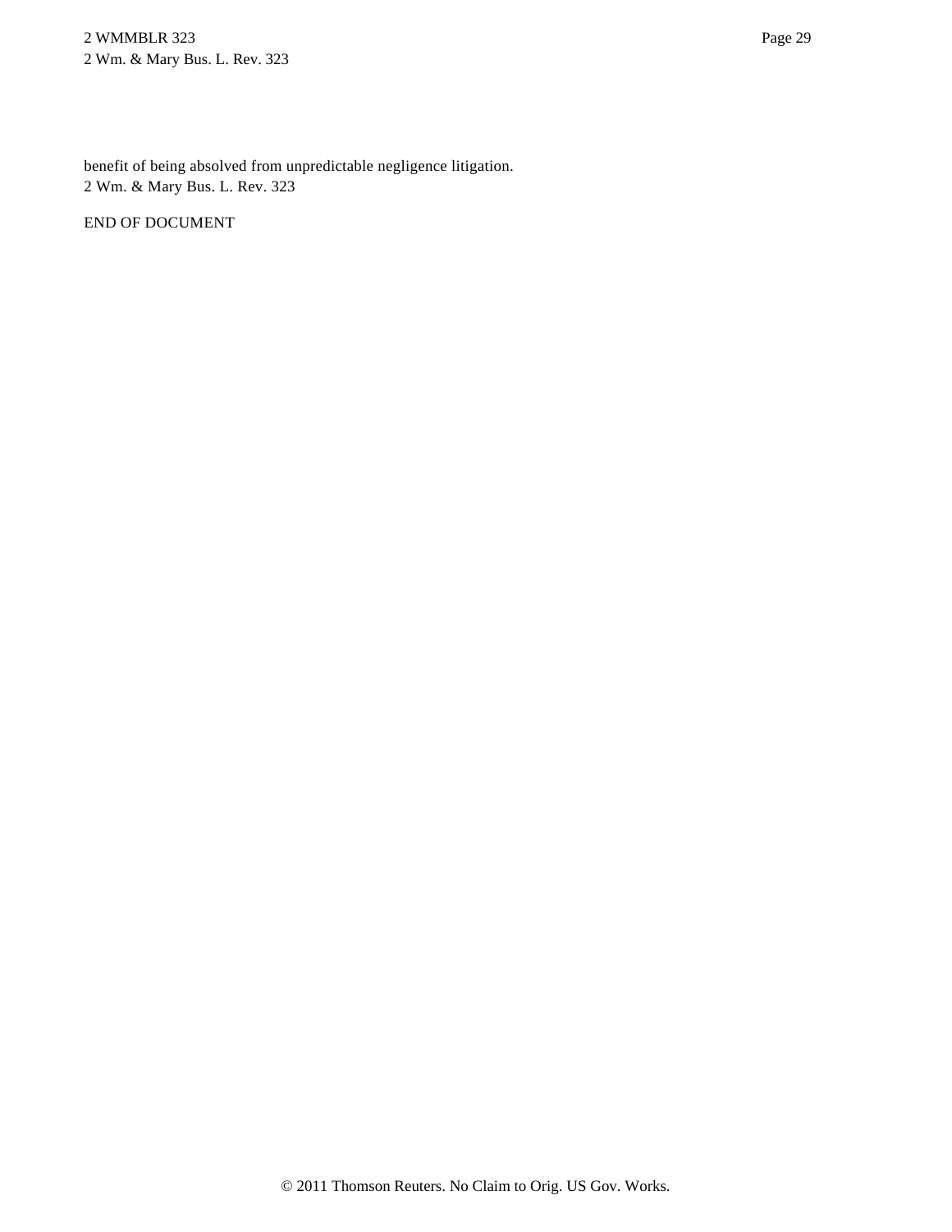benefit of being absolved from unpredictable negligence litigation.

2 Wm. & Mary Bus. L. Rev. 323

END OF DOCUMENT